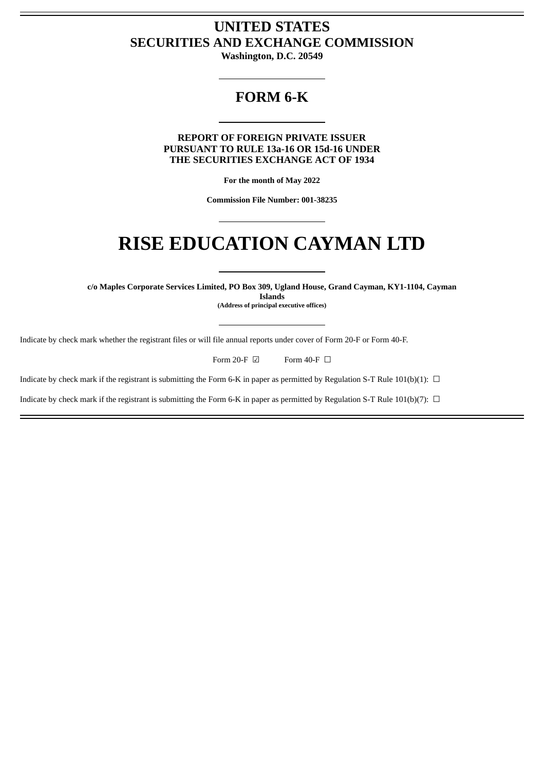# UNITED STATES
# SECURITIES AND EXCHANGE COMMISSION

**Washington, D.C. 20549**

---

## FORM 6-K

---

**REPORT OF FOREIGN PRIVATE ISSUER**
**PURSUANT TO RULE 13a-16 OR 15d-16 UNDER**
**THE SECURITIES EXCHANGE ACT OF 1934**

**For the month of May 2022**

**Commission File Number: 001-38235**

---

# RISE EDUCATION CAYMAN LTD

---

**c/o Maples Corporate Services Limited, PO Box 309, Ugland House, Grand Cayman, KY1-1104, Cayman Islands**
**(Address of principal executive offices)**

---

Indicate by check mark whether the registrant files or will file annual reports under cover of Form 20-F or Form 40-F.

Form 20-F ☑ Form 40-F ☐

Indicate by check mark if the registrant is submitting the Form 6-K in paper as permitted by Regulation S-T Rule 101(b)(1): ☐

Indicate by check mark if the registrant is submitting the Form 6-K in paper as permitted by Regulation S-T Rule 101(b)(7): ☐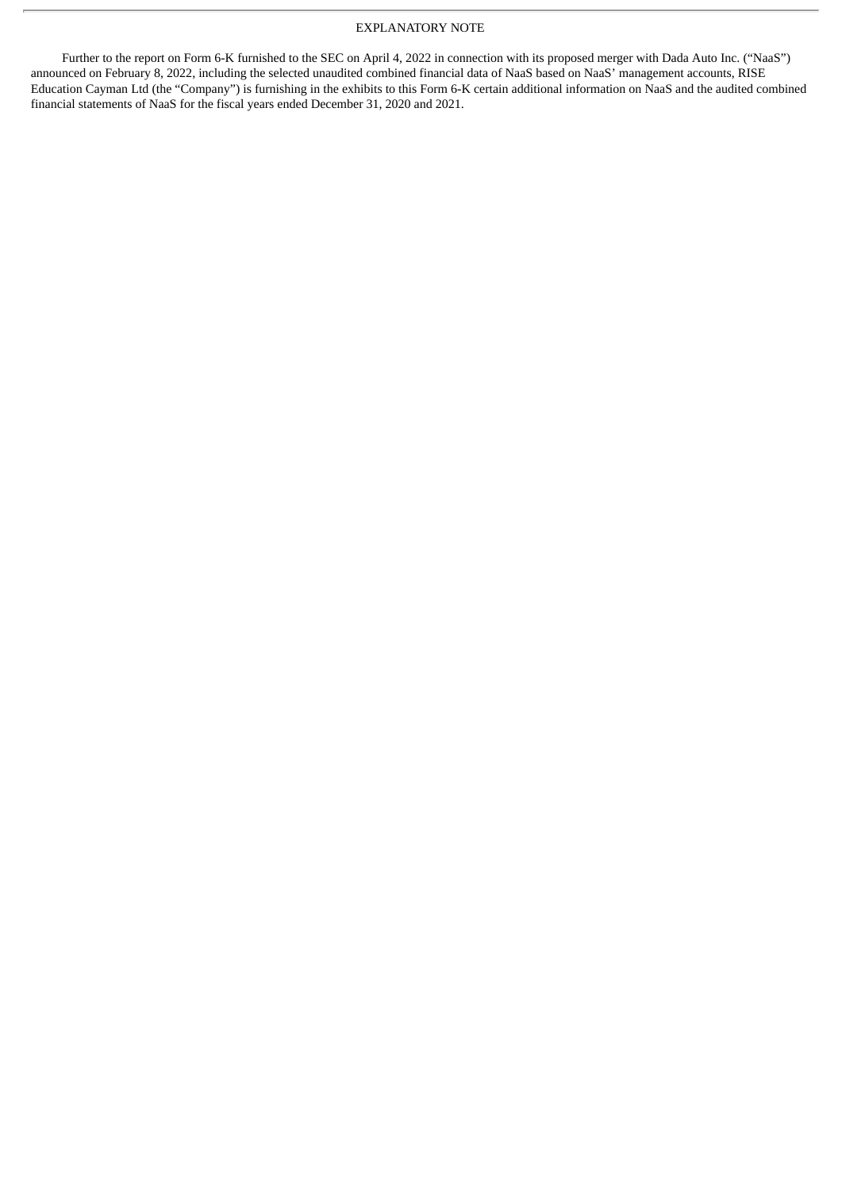# EXPLANATORY NOTE

Further to the report on Form 6-K furnished to the SEC on April 4, 2022 in connection with its proposed merger with Dada Auto Inc. ("NaaS") announced on February 8, 2022, including the selected unaudited combined financial data of NaaS based on NaaS' management accounts, RISE Education Cayman Ltd (the "Company") is furnishing in the exhibits to this Form 6-K certain additional information on NaaS and the audited combined financial statements of NaaS for the fiscal years ended December 31, 2020 and 2021.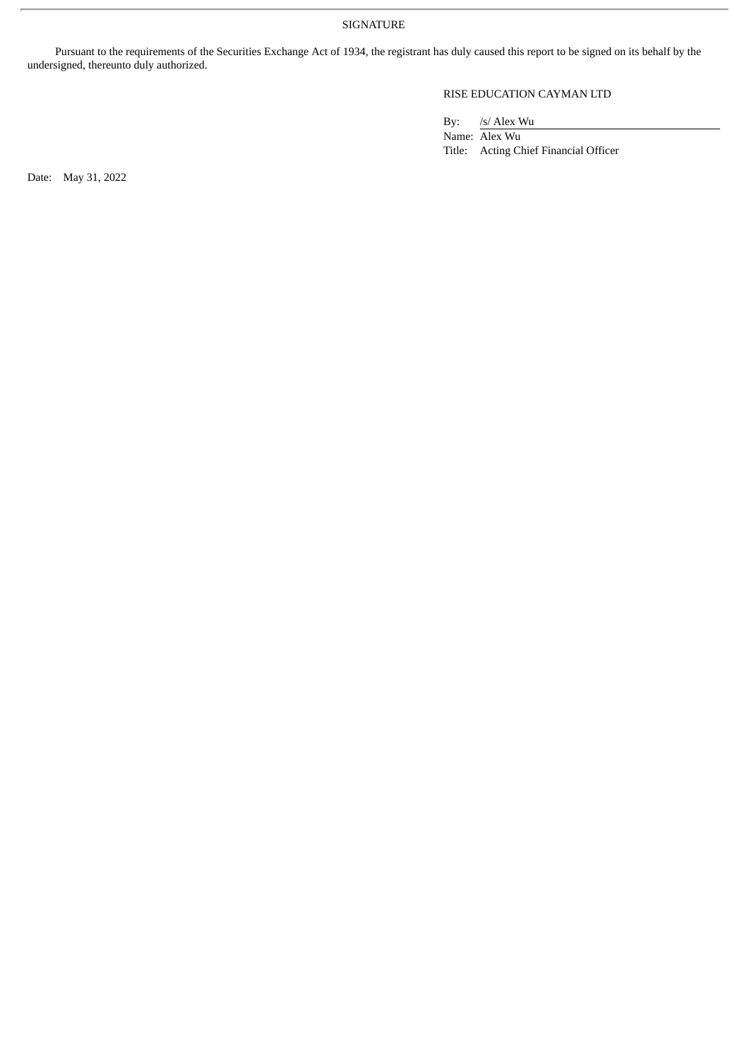SIGNATURE

Pursuant to the requirements of the Securities Exchange Act of 1934, the registrant has duly caused this report to be signed on its behalf by the undersigned, thereunto duly authorized.

RISE EDUCATION CAYMAN LTD

By: /s/ Alex Wu
Name: Alex Wu
Title: Acting Chief Financial Officer

Date: May 31, 2022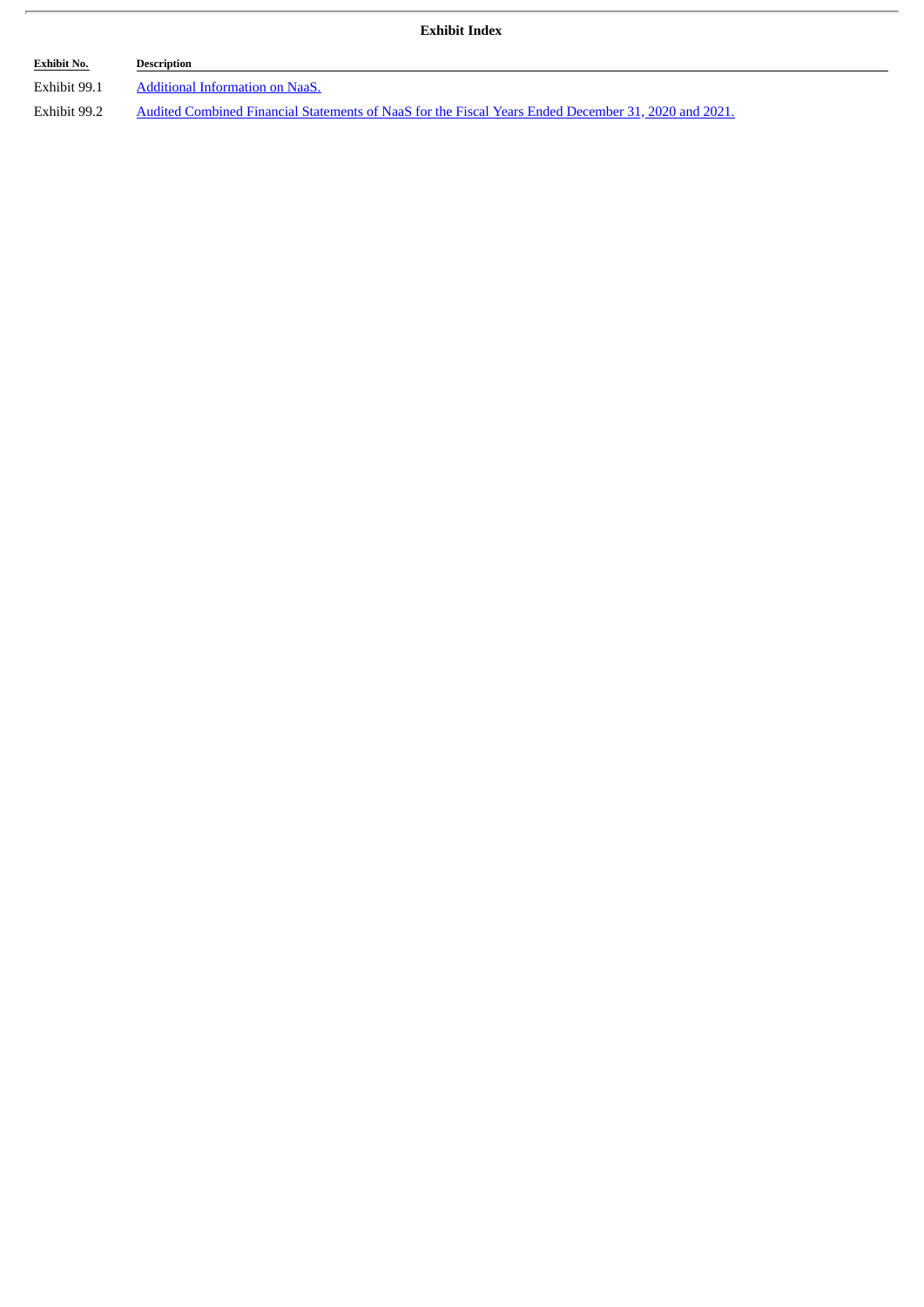**Exhibit Index**

| Exhibit No. | Description |
|---|---|
| Exhibit 99.1 | Additional Information on NaaS. |
| Exhibit 99.2 | Audited Combined Financial Statements of NaaS for the Fiscal Years Ended December 31, 2020 and 2021. |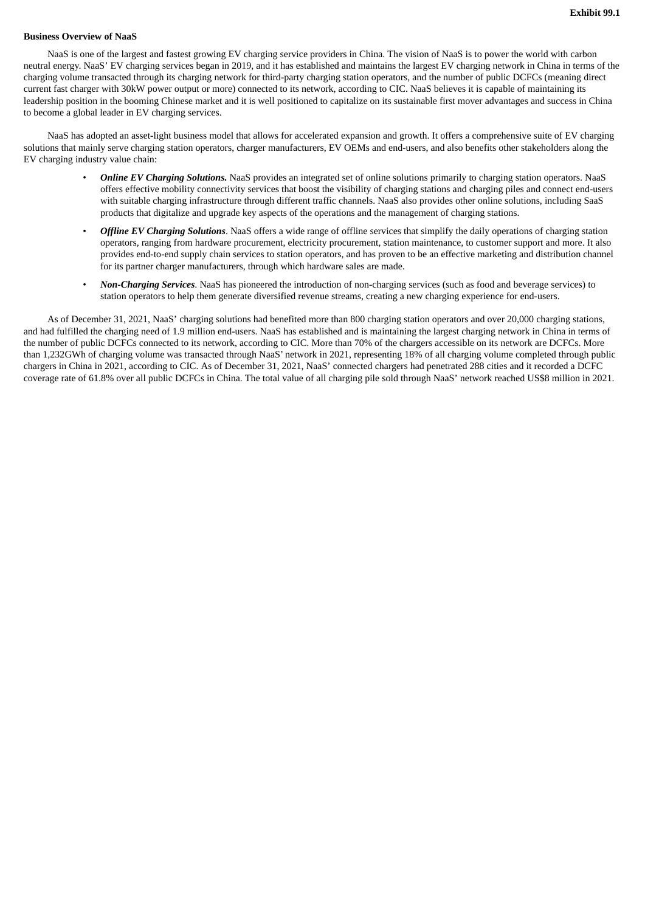**Exhibit 99.1**

**Business Overview of NaaS**

NaaS is one of the largest and fastest growing EV charging service providers in China. The vision of NaaS is to power the world with carbon neutral energy. NaaS' EV charging services began in 2019, and it has established and maintains the largest EV charging network in China in terms of the charging volume transacted through its charging network for third-party charging station operators, and the number of public DCFCs (meaning direct current fast charger with 30kW power output or more) connected to its network, according to CIC. NaaS believes it is capable of maintaining its leadership position in the booming Chinese market and it is well positioned to capitalize on its sustainable first mover advantages and success in China to become a global leader in EV charging services.

NaaS has adopted an asset-light business model that allows for accelerated expansion and growth. It offers a comprehensive suite of EV charging solutions that mainly serve charging station operators, charger manufacturers, EV OEMs and end-users, and also benefits other stakeholders along the EV charging industry value chain:

- ***Online EV Charging Solutions.*** NaaS provides an integrated set of online solutions primarily to charging station operators. NaaS offers effective mobility connectivity services that boost the visibility of charging stations and charging piles and connect end-users with suitable charging infrastructure through different traffic channels. NaaS also provides other online solutions, including SaaS products that digitalize and upgrade key aspects of the operations and the management of charging stations.
- ***Offline EV Charging Solutions***. NaaS offers a wide range of offline services that simplify the daily operations of charging station operators, ranging from hardware procurement, electricity procurement, station maintenance, to customer support and more. It also provides end-to-end supply chain services to station operators, and has proven to be an effective marketing and distribution channel for its partner charger manufacturers, through which hardware sales are made.
- ***Non-Charging Services***. NaaS has pioneered the introduction of non-charging services (such as food and beverage services) to station operators to help them generate diversified revenue streams, creating a new charging experience for end-users.

As of December 31, 2021, NaaS' charging solutions had benefited more than 800 charging station operators and over 20,000 charging stations, and had fulfilled the charging need of 1.9 million end-users. NaaS has established and is maintaining the largest charging network in China in terms of the number of public DCFCs connected to its network, according to CIC. More than 70% of the chargers accessible on its network are DCFCs. More than 1,232GWh of charging volume was transacted through NaaS' network in 2021, representing 18% of all charging volume completed through public chargers in China in 2021, according to CIC. As of December 31, 2021, NaaS' connected chargers had penetrated 288 cities and it recorded a DCFC coverage rate of 61.8% over all public DCFCs in China. The total value of all charging pile sold through NaaS' network reached US$8 million in 2021.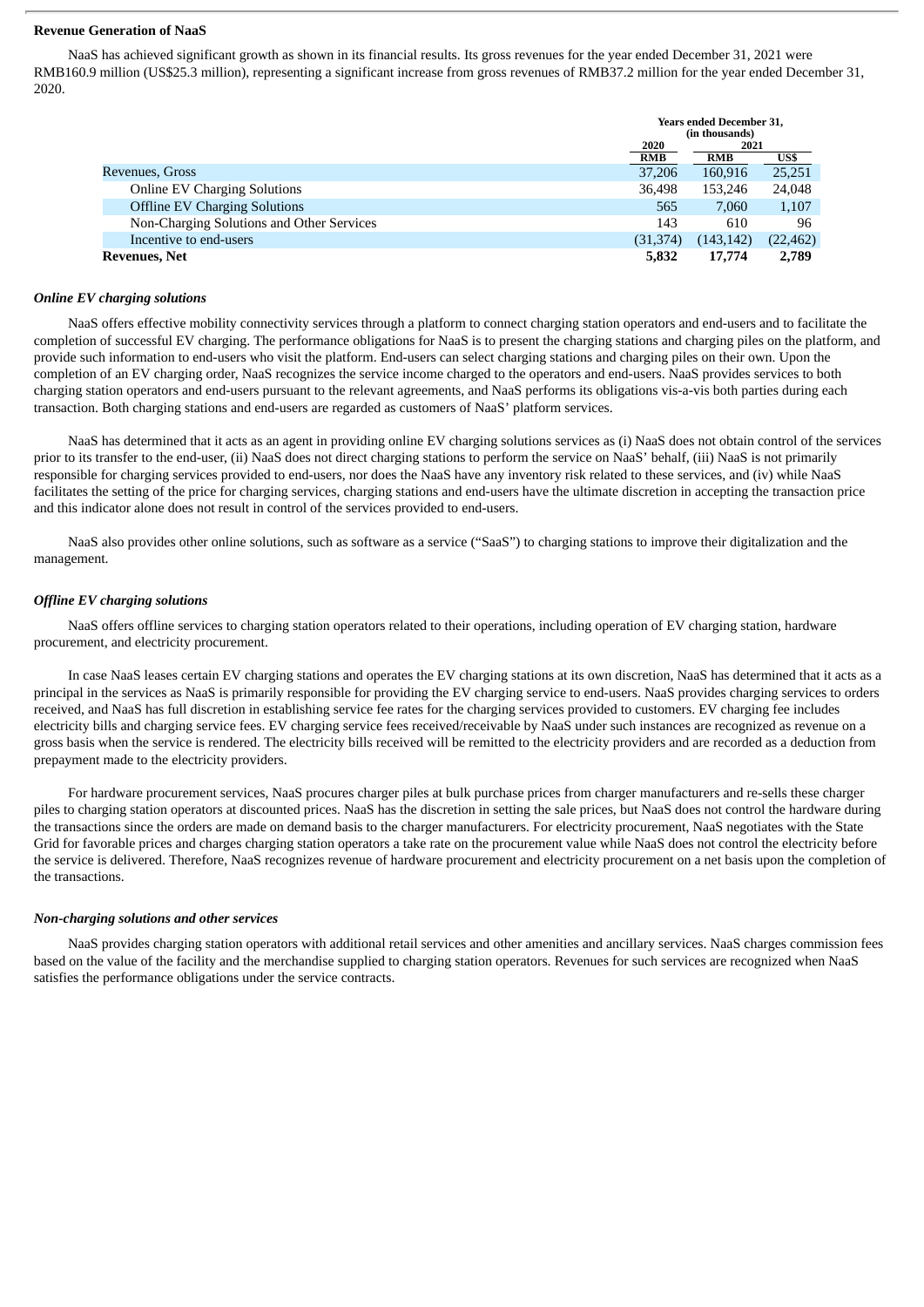**Revenue Generation of NaaS**

NaaS has achieved significant growth as shown in its financial results. Its gross revenues for the year ended December 31, 2021 were RMB160.9 million (US$25.3 million), representing a significant increase from gross revenues of RMB37.2 million for the year ended December 31, 2020.

| | Years ended December 31, (in thousands) | | |
|---|---|---|---|
| | 2020 | 2021 | |
| | RMB | RMB | US$ |
| Revenues, Gross | 37,206 | 160,916 | 25,251 |
| Online EV Charging Solutions | 36,498 | 153,246 | 24,048 |
| Offline EV Charging Solutions | 565 | 7,060 | 1,107 |
| Non-Charging Solutions and Other Services | 143 | 610 | 96 |
| Incentive to end-users | (31,374) | (143,142) | (22,462) |
| **Revenues, Net** | **5,832** | **17,774** | **2,789** |

***Online EV charging solutions***

NaaS offers effective mobility connectivity services through a platform to connect charging station operators and end-users and to facilitate the completion of successful EV charging. The performance obligations for NaaS is to present the charging stations and charging piles on the platform, and provide such information to end-users who visit the platform. End-users can select charging stations and charging piles on their own. Upon the completion of an EV charging order, NaaS recognizes the service income charged to the operators and end-users. NaaS provides services to both charging station operators and end-users pursuant to the relevant agreements, and NaaS performs its obligations vis-a-vis both parties during each transaction. Both charging stations and end-users are regarded as customers of NaaS' platform services.

NaaS has determined that it acts as an agent in providing online EV charging solutions services as (i) NaaS does not obtain control of the services prior to its transfer to the end-user, (ii) NaaS does not direct charging stations to perform the service on NaaS' behalf, (iii) NaaS is not primarily responsible for charging services provided to end-users, nor does the NaaS have any inventory risk related to these services, and (iv) while NaaS facilitates the setting of the price for charging services, charging stations and end-users have the ultimate discretion in accepting the transaction price and this indicator alone does not result in control of the services provided to end-users.

NaaS also provides other online solutions, such as software as a service ("SaaS") to charging stations to improve their digitalization and the management.

***Offline EV charging solutions***

NaaS offers offline services to charging station operators related to their operations, including operation of EV charging station, hardware procurement, and electricity procurement.

In case NaaS leases certain EV charging stations and operates the EV charging stations at its own discretion, NaaS has determined that it acts as a principal in the services as NaaS is primarily responsible for providing the EV charging service to end-users. NaaS provides charging services to orders received, and NaaS has full discretion in establishing service fee rates for the charging services provided to customers. EV charging fee includes electricity bills and charging service fees. EV charging service fees received/receivable by NaaS under such instances are recognized as revenue on a gross basis when the service is rendered. The electricity bills received will be remitted to the electricity providers and are recorded as a deduction from prepayment made to the electricity providers.

For hardware procurement services, NaaS procures charger piles at bulk purchase prices from charger manufacturers and re-sells these charger piles to charging station operators at discounted prices. NaaS has the discretion in setting the sale prices, but NaaS does not control the hardware during the transactions since the orders are made on demand basis to the charger manufacturers. For electricity procurement, NaaS negotiates with the State Grid for favorable prices and charges charging station operators a take rate on the procurement value while NaaS does not control the electricity before the service is delivered. Therefore, NaaS recognizes revenue of hardware procurement and electricity procurement on a net basis upon the completion of the transactions.

***Non-charging solutions and other services***

NaaS provides charging station operators with additional retail services and other amenities and ancillary services. NaaS charges commission fees based on the value of the facility and the merchandise supplied to charging station operators. Revenues for such services are recognized when NaaS satisfies the performance obligations under the service contracts.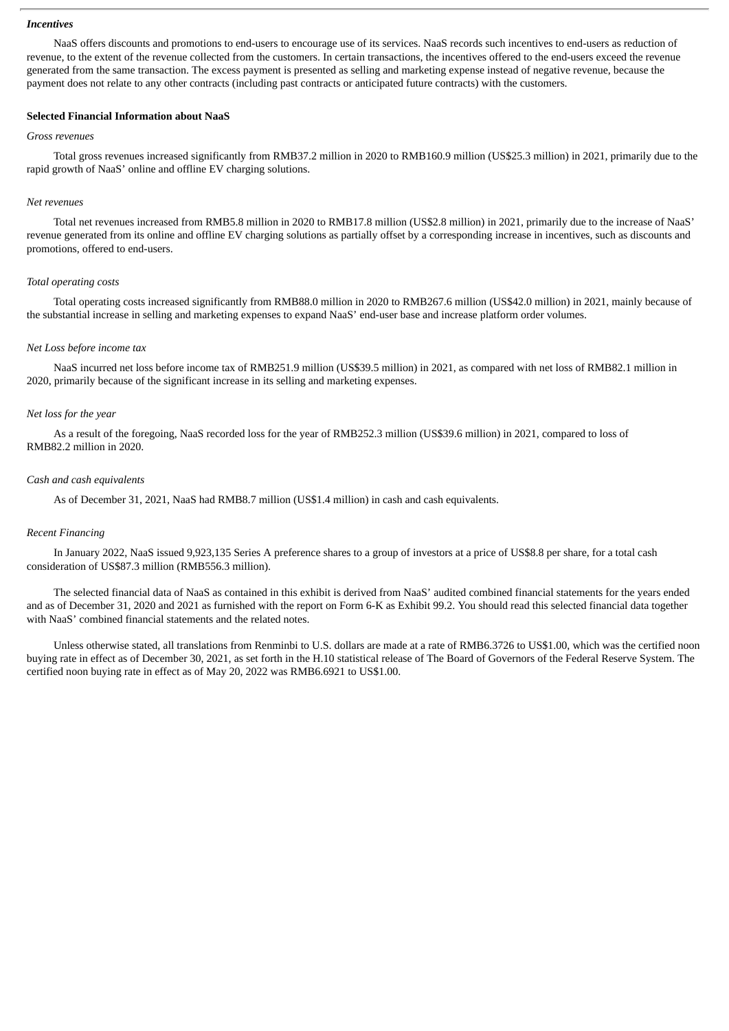***Incentives***

NaaS offers discounts and promotions to end-users to encourage use of its services. NaaS records such incentives to end-users as reduction of revenue, to the extent of the revenue collected from the customers. In certain transactions, the incentives offered to the end-users exceed the revenue generated from the same transaction. The excess payment is presented as selling and marketing expense instead of negative revenue, because the payment does not relate to any other contracts (including past contracts or anticipated future contracts) with the customers.

**Selected Financial Information about NaaS**

*Gross revenues*

Total gross revenues increased significantly from RMB37.2 million in 2020 to RMB160.9 million (US$25.3 million) in 2021, primarily due to the rapid growth of NaaS' online and offline EV charging solutions.

*Net revenues*

Total net revenues increased from RMB5.8 million in 2020 to RMB17.8 million (US$2.8 million) in 2021, primarily due to the increase of NaaS' revenue generated from its online and offline EV charging solutions as partially offset by a corresponding increase in incentives, such as discounts and promotions, offered to end-users.

*Total operating costs*

Total operating costs increased significantly from RMB88.0 million in 2020 to RMB267.6 million (US$42.0 million) in 2021, mainly because of the substantial increase in selling and marketing expenses to expand NaaS' end-user base and increase platform order volumes.

*Net Loss before income tax*

NaaS incurred net loss before income tax of RMB251.9 million (US$39.5 million) in 2021, as compared with net loss of RMB82.1 million in 2020, primarily because of the significant increase in its selling and marketing expenses.

*Net loss for the year*

As a result of the foregoing, NaaS recorded loss for the year of RMB252.3 million (US$39.6 million) in 2021, compared to loss of RMB82.2 million in 2020.

*Cash and cash equivalents*

As of December 31, 2021, NaaS had RMB8.7 million (US$1.4 million) in cash and cash equivalents.

*Recent Financing*

In January 2022, NaaS issued 9,923,135 Series A preference shares to a group of investors at a price of US$8.8 per share, for a total cash consideration of US$87.3 million (RMB556.3 million).

The selected financial data of NaaS as contained in this exhibit is derived from NaaS' audited combined financial statements for the years ended and as of December 31, 2020 and 2021 as furnished with the report on Form 6-K as Exhibit 99.2. You should read this selected financial data together with NaaS' combined financial statements and the related notes.

Unless otherwise stated, all translations from Renminbi to U.S. dollars are made at a rate of RMB6.3726 to US$1.00, which was the certified noon buying rate in effect as of December 30, 2021, as set forth in the H.10 statistical release of The Board of Governors of the Federal Reserve System. The certified noon buying rate in effect as of May 20, 2022 was RMB6.6921 to US$1.00.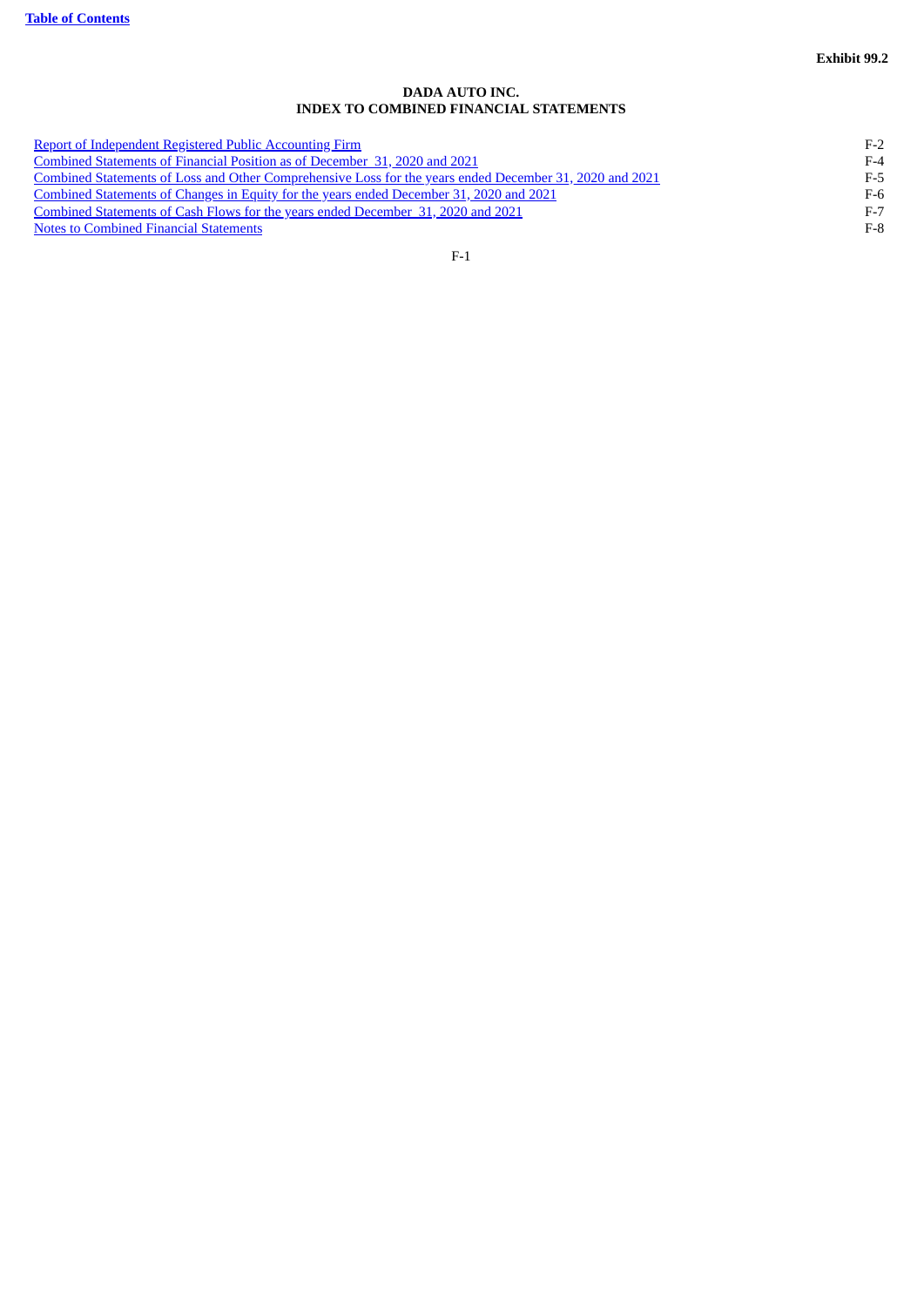**Exhibit 99.2**

# DADA AUTO INC.
## INDEX TO COMBINED FINANCIAL STATEMENTS

| | |
|---|---|
| Report of Independent Registered Public Accounting Firm | F-2 |
| Combined Statements of Financial Position as of December 31, 2020 and 2021 | F-4 |
| Combined Statements of Loss and Other Comprehensive Loss for the years ended December 31, 2020 and 2021 | F-5 |
| Combined Statements of Changes in Equity for the years ended December 31, 2020 and 2021 | F-6 |
| Combined Statements of Cash Flows for the years ended December 31, 2020 and 2021 | F-7 |
| Notes to Combined Financial Statements | F-8 |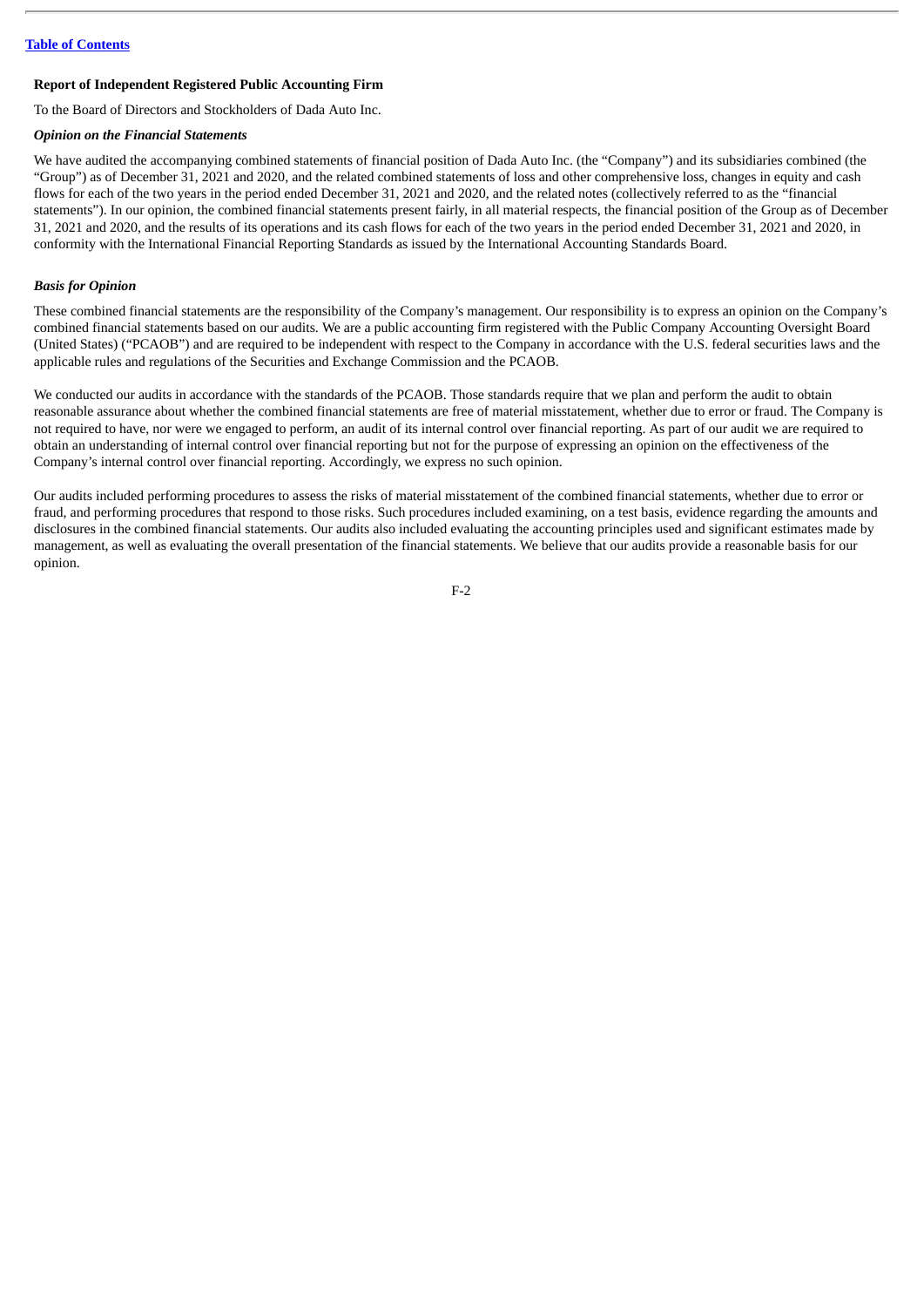**Report of Independent Registered Public Accounting Firm**

To the Board of Directors and Stockholders of Dada Auto Inc.

***Opinion on the Financial Statements***

We have audited the accompanying combined statements of financial position of Dada Auto Inc. (the "Company") and its subsidiaries combined (the "Group") as of December 31, 2021 and 2020, and the related combined statements of loss and other comprehensive loss, changes in equity and cash flows for each of the two years in the period ended December 31, 2021 and 2020, and the related notes (collectively referred to as the "financial statements"). In our opinion, the combined financial statements present fairly, in all material respects, the financial position of the Group as of December 31, 2021 and 2020, and the results of its operations and its cash flows for each of the two years in the period ended December 31, 2021 and 2020, in conformity with the International Financial Reporting Standards as issued by the International Accounting Standards Board.

***Basis for Opinion***

These combined financial statements are the responsibility of the Company's management. Our responsibility is to express an opinion on the Company's combined financial statements based on our audits. We are a public accounting firm registered with the Public Company Accounting Oversight Board (United States) ("PCAOB") and are required to be independent with respect to the Company in accordance with the U.S. federal securities laws and the applicable rules and regulations of the Securities and Exchange Commission and the PCAOB.

We conducted our audits in accordance with the standards of the PCAOB. Those standards require that we plan and perform the audit to obtain reasonable assurance about whether the combined financial statements are free of material misstatement, whether due to error or fraud. The Company is not required to have, nor were we engaged to perform, an audit of its internal control over financial reporting. As part of our audit we are required to obtain an understanding of internal control over financial reporting but not for the purpose of expressing an opinion on the effectiveness of the Company's internal control over financial reporting. Accordingly, we express no such opinion.

Our audits included performing procedures to assess the risks of material misstatement of the combined financial statements, whether due to error or fraud, and performing procedures that respond to those risks. Such procedures included examining, on a test basis, evidence regarding the amounts and disclosures in the combined financial statements. Our audits also included evaluating the accounting principles used and significant estimates made by management, as well as evaluating the overall presentation of the financial statements. We believe that our audits provide a reasonable basis for our opinion.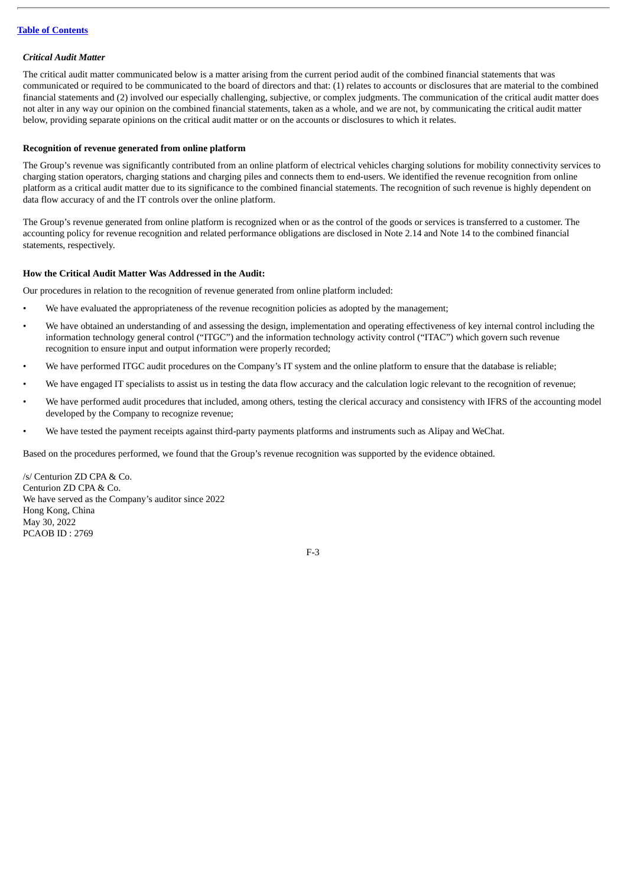*Critical Audit Matter*

The critical audit matter communicated below is a matter arising from the current period audit of the combined financial statements that was communicated or required to be communicated to the board of directors and that: (1) relates to accounts or disclosures that are material to the combined financial statements and (2) involved our especially challenging, subjective, or complex judgments. The communication of the critical audit matter does not alter in any way our opinion on the combined financial statements, taken as a whole, and we are not, by communicating the critical audit matter below, providing separate opinions on the critical audit matter or on the accounts or disclosures to which it relates.

**Recognition of revenue generated from online platform**

The Group's revenue was significantly contributed from an online platform of electrical vehicles charging solutions for mobility connectivity services to charging station operators, charging stations and charging piles and connects them to end-users. We identified the revenue recognition from online platform as a critical audit matter due to its significance to the combined financial statements. The recognition of such revenue is highly dependent on data flow accuracy of and the IT controls over the online platform.

The Group's revenue generated from online platform is recognized when or as the control of the goods or services is transferred to a customer. The accounting policy for revenue recognition and related performance obligations are disclosed in Note 2.14 and Note 14 to the combined financial statements, respectively.

**How the Critical Audit Matter Was Addressed in the Audit:**

Our procedures in relation to the recognition of revenue generated from online platform included:

- We have evaluated the appropriateness of the revenue recognition policies as adopted by the management;
- We have obtained an understanding of and assessing the design, implementation and operating effectiveness of key internal control including the information technology general control ("ITGC") and the information technology activity control ("ITAC") which govern such revenue recognition to ensure input and output information were properly recorded;
- We have performed ITGC audit procedures on the Company's IT system and the online platform to ensure that the database is reliable;
- We have engaged IT specialists to assist us in testing the data flow accuracy and the calculation logic relevant to the recognition of revenue;
- We have performed audit procedures that included, among others, testing the clerical accuracy and consistency with IFRS of the accounting model developed by the Company to recognize revenue;
- We have tested the payment receipts against third-party payments platforms and instruments such as Alipay and WeChat.

Based on the procedures performed, we found that the Group's revenue recognition was supported by the evidence obtained.

/s/ Centurion ZD CPA & Co.
Centurion ZD CPA & Co.
We have served as the Company's auditor since 2022
Hong Kong, China
May 30, 2022
PCAOB ID : 2769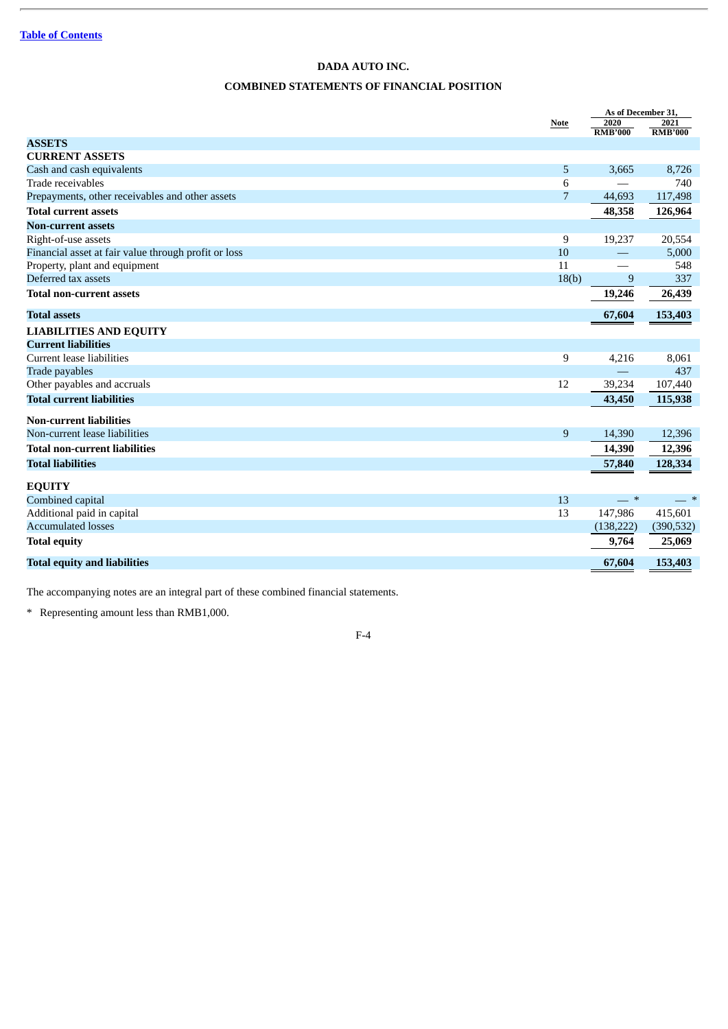[Table of Contents]

# DADA AUTO INC.

## COMBINED STATEMENTS OF FINANCIAL POSITION

| | Note | As of December 31, 2020 RMB'000 | As of December 31, 2021 RMB'000 |
|---|---|---|---|
| **ASSETS** | | | |
| **CURRENT ASSETS** | | | |
| Cash and cash equivalents | 5 | 3,665 | 8,726 |
| Trade receivables | 6 | — | 740 |
| Prepayments, other receivables and other assets | 7 | 44,693 | 117,498 |
| **Total current assets** | | **48,358** | **126,964** |
| **Non-current assets** | | | |
| Right-of-use assets | 9 | 19,237 | 20,554 |
| Financial asset at fair value through profit or loss | 10 | — | 5,000 |
| Property, plant and equipment | 11 | — | 548 |
| Deferred tax assets | 18(b) | 9 | 337 |
| **Total non-current assets** | | **19,246** | **26,439** |
| **Total assets** | | **67,604** | **153,403** |
| **LIABILITIES AND EQUITY** | | | |
| **Current liabilities** | | | |
| Current lease liabilities | 9 | 4,216 | 8,061 |
| Trade payables | | — | 437 |
| Other payables and accruals | 12 | 39,234 | 107,440 |
| **Total current liabilities** | | **43,450** | **115,938** |
| **Non-current liabilities** | | | |
| Non-current lease liabilities | 9 | 14,390 | 12,396 |
| **Total non-current liabilities** | | **14,390** | **12,396** |
| **Total liabilities** | | **57,840** | **128,334** |
| **EQUITY** | | | |
| Combined capital | 13 | — * | — * |
| Additional paid in capital | 13 | 147,986 | 415,601 |
| Accumulated losses | | (138,222) | (390,532) |
| **Total equity** | | **9,764** | **25,069** |
| **Total equity and liabilities** | | **67,604** | **153,403** |

The accompanying notes are an integral part of these combined financial statements.

\* Representing amount less than RMB1,000.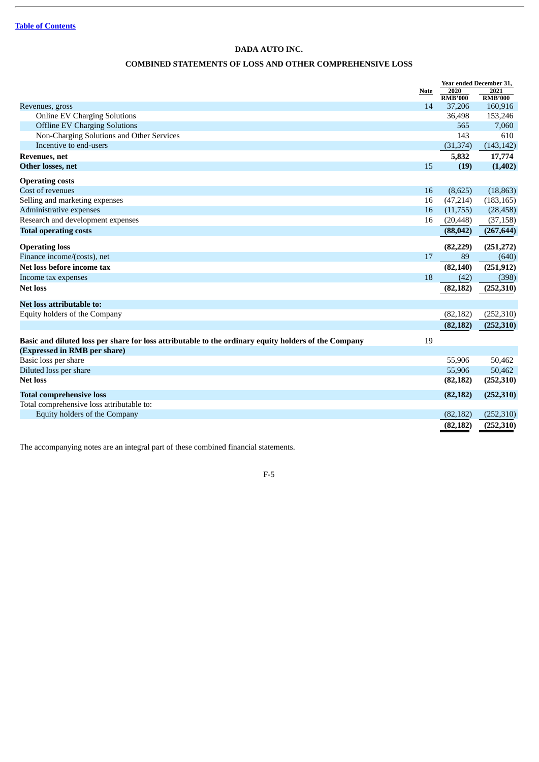[Table of Contents](#)

## DADA AUTO INC.

## COMBINED STATEMENTS OF LOSS AND OTHER COMPREHENSIVE LOSS

| | Note | Year ended December 31, 2020 | Year ended December 31, 2021 |
|---|---|---|---|
| | | RMB'000 | RMB'000 |
| Revenues, gross | 14 | 37,206 | 160,916 |
| Online EV Charging Solutions | | 36,498 | 153,246 |
| Offline EV Charging Solutions | | 565 | 7,060 |
| Non-Charging Solutions and Other Services | | 143 | 610 |
| Incentive to end-users | | (31,374) | (143,142) |
| **Revenues, net** | | **5,832** | **17,774** |
| **Other losses, net** | 15 | **(19)** | **(1,402)** |
| **Operating costs** | | | |
| Cost of revenues | 16 | (8,625) | (18,863) |
| Selling and marketing expenses | 16 | (47,214) | (183,165) |
| Administrative expenses | 16 | (11,755) | (28,458) |
| Research and development expenses | 16 | (20,448) | (37,158) |
| **Total operating costs** | | **(88,042)** | **(267,644)** |
| **Operating loss** | | **(82,229)** | **(251,272)** |
| Finance income/(costs), net | 17 | 89 | (640) |
| **Net loss before income tax** | | **(82,140)** | **(251,912)** |
| Income tax expenses | 18 | (42) | (398) |
| **Net loss** | | **(82,182)** | **(252,310)** |
| **Net loss attributable to:** | | | |
| Equity holders of the Company | | (82,182) | (252,310) |
| | | **(82,182)** | **(252,310)** |
| **Basic and diluted loss per share for loss attributable to the ordinary equity holders of the Company** | 19 | | |
| **(Expressed in RMB per share)** | | | |
| Basic loss per share | | 55,906 | 50,462 |
| Diluted loss per share | | 55,906 | 50,462 |
| **Net loss** | | **(82,182)** | **(252,310)** |
| **Total comprehensive loss** | | **(82,182)** | **(252,310)** |
| Total comprehensive loss attributable to: | | | |
| Equity holders of the Company | | (82,182) | (252,310) |
| | | **(82,182)** | **(252,310)** |

The accompanying notes are an integral part of these combined financial statements.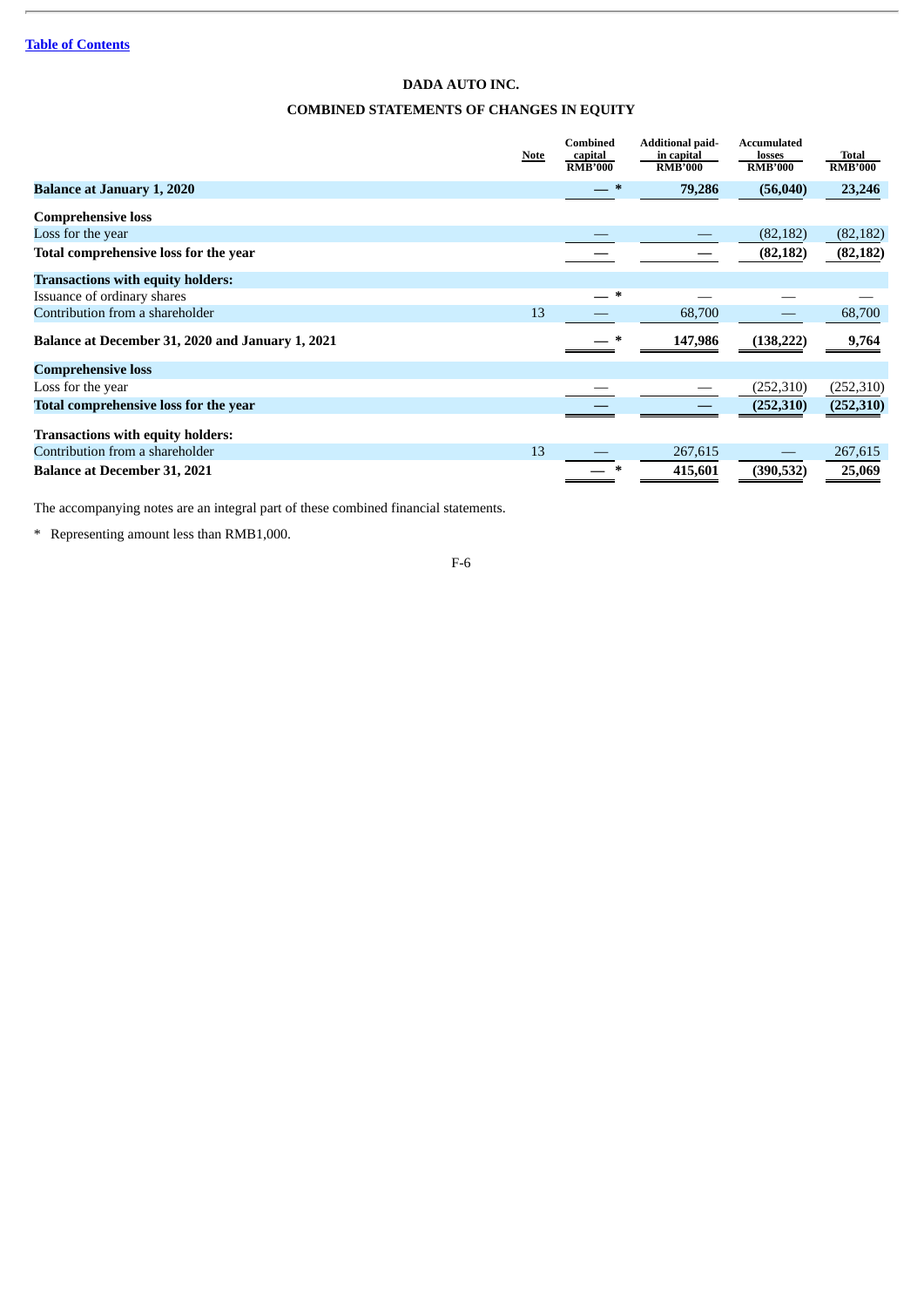[Table of Contents](#)

# DADA AUTO INC.

## COMBINED STATEMENTS OF CHANGES IN EQUITY

| | Note | Combined capital RMB'000 | Additional paid-in capital RMB'000 | Accumulated losses RMB'000 | Total RMB'000 |
|---|---|---|---|---|---|
| **Balance at January 1, 2020** | | **— *** | **79,286** | **(56,040)** | **23,246** |
| **Comprehensive loss** | | | | | |
| Loss for the year | | — | — | (82,182) | (82,182) |
| **Total comprehensive loss for the year** | | **—** | **—** | **(82,182)** | **(82,182)** |
| **Transactions with equity holders:** | | | | | |
| Issuance of ordinary shares | | — * | — | — | — |
| Contribution from a shareholder | 13 | — | 68,700 | — | 68,700 |
| **Balance at December 31, 2020 and January 1, 2021** | | **— *** | **147,986** | **(138,222)** | **9,764** |
| **Comprehensive loss** | | | | | |
| Loss for the year | | — | — | (252,310) | (252,310) |
| **Total comprehensive loss for the year** | | **—** | **—** | **(252,310)** | **(252,310)** |
| **Transactions with equity holders:** | | | | | |
| Contribution from a shareholder | 13 | — | 267,615 | — | 267,615 |
| **Balance at December 31, 2021** | | **— *** | **415,601** | **(390,532)** | **25,069** |

The accompanying notes are an integral part of these combined financial statements.

\* Representing amount less than RMB1,000.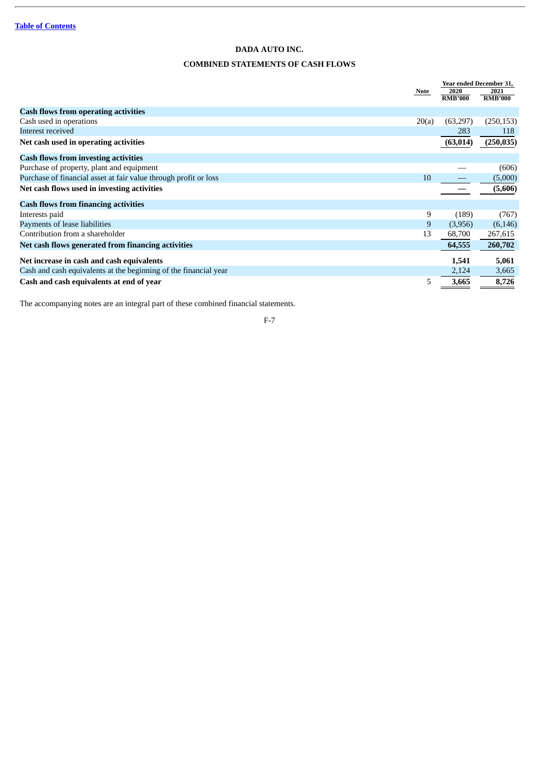[Table of Contents](#)

# DADA AUTO INC.

## COMBINED STATEMENTS OF CASH FLOWS

| | Note | Year ended December 31, 2020 RMB'000 | 2021 RMB'000 |
|---|---|---|---|
| **Cash flows from operating activities** | | | |
| Cash used in operations | 20(a) | (63,297) | (250,153) |
| Interest received | | 283 | 118 |
| **Net cash used in operating activities** | | **(63,014)** | **(250,035)** |
| **Cash flows from investing activities** | | | |
| Purchase of property, plant and equipment | | — | (606) |
| Purchase of financial asset at fair value through profit or loss | 10 | — | (5,000) |
| **Net cash flows used in investing activities** | | **—** | **(5,606)** |
| **Cash flows from financing activities** | | | |
| Interests paid | 9 | (189) | (767) |
| Payments of lease liabilities | 9 | (3,956) | (6,146) |
| Contribution from a shareholder | 13 | 68,700 | 267,615 |
| **Net cash flows generated from financing activities** | | **64,555** | **260,702** |
| **Net increase in cash and cash equivalents** | | **1,541** | **5,061** |
| Cash and cash equivalents at the beginning of the financial year | | 2,124 | 3,665 |
| **Cash and cash equivalents at end of year** | 5 | **3,665** | **8,726** |

The accompanying notes are an integral part of these combined financial statements.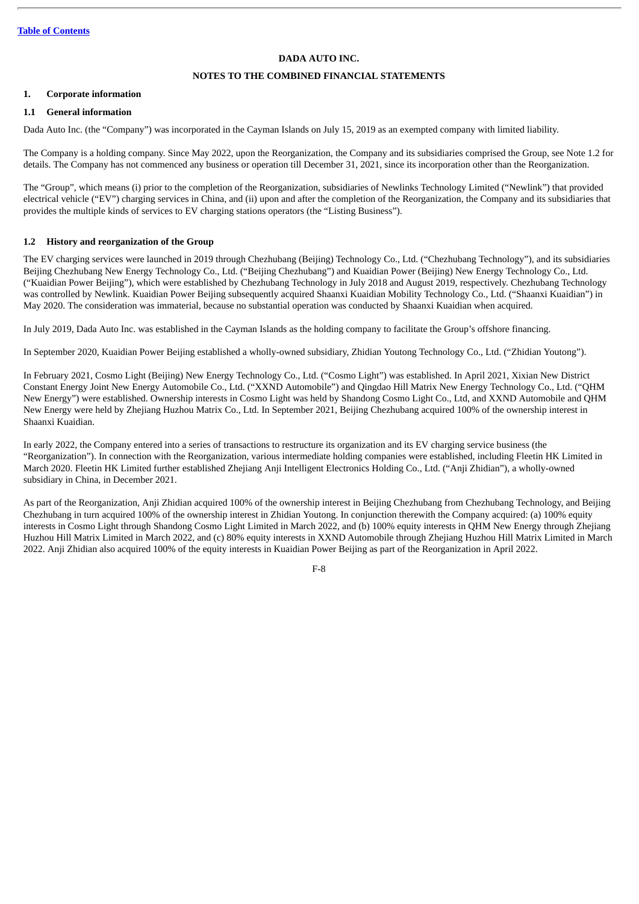**DADA AUTO INC.**

**NOTES TO THE COMBINED FINANCIAL STATEMENTS**

## 1. Corporate information

### 1.1 General information

Dada Auto Inc. (the "Company") was incorporated in the Cayman Islands on July 15, 2019 as an exempted company with limited liability.

The Company is a holding company. Since May 2022, upon the Reorganization, the Company and its subsidiaries comprised the Group, see Note 1.2 for details. The Company has not commenced any business or operation till December 31, 2021, since its incorporation other than the Reorganization.

The "Group", which means (i) prior to the completion of the Reorganization, subsidiaries of Newlinks Technology Limited ("Newlink") that provided electrical vehicle ("EV") charging services in China, and (ii) upon and after the completion of the Reorganization, the Company and its subsidiaries that provides the multiple kinds of services to EV charging stations operators (the "Listing Business").

### 1.2 History and reorganization of the Group

The EV charging services were launched in 2019 through Chezhubang (Beijing) Technology Co., Ltd. ("Chezhubang Technology"), and its subsidiaries Beijing Chezhubang New Energy Technology Co., Ltd. ("Beijing Chezhubang") and Kuaidian Power (Beijing) New Energy Technology Co., Ltd. ("Kuaidian Power Beijing"), which were established by Chezhubang Technology in July 2018 and August 2019, respectively. Chezhubang Technology was controlled by Newlink. Kuaidian Power Beijing subsequently acquired Shaanxi Kuaidian Mobility Technology Co., Ltd. ("Shaanxi Kuaidian") in May 2020. The consideration was immaterial, because no substantial operation was conducted by Shaanxi Kuaidian when acquired.

In July 2019, Dada Auto Inc. was established in the Cayman Islands as the holding company to facilitate the Group's offshore financing.

In September 2020, Kuaidian Power Beijing established a wholly-owned subsidiary, Zhidian Youtong Technology Co., Ltd. ("Zhidian Youtong").

In February 2021, Cosmo Light (Beijing) New Energy Technology Co., Ltd. ("Cosmo Light") was established. In April 2021, Xixian New District Constant Energy Joint New Energy Automobile Co., Ltd. ("XXND Automobile") and Qingdao Hill Matrix New Energy Technology Co., Ltd. ("QHM New Energy") were established. Ownership interests in Cosmo Light was held by Shandong Cosmo Light Co., Ltd, and XXND Automobile and QHM New Energy were held by Zhejiang Huzhou Matrix Co., Ltd. In September 2021, Beijing Chezhubang acquired 100% of the ownership interest in Shaanxi Kuaidian.

In early 2022, the Company entered into a series of transactions to restructure its organization and its EV charging service business (the "Reorganization"). In connection with the Reorganization, various intermediate holding companies were established, including Fleetin HK Limited in March 2020. Fleetin HK Limited further established Zhejiang Anji Intelligent Electronics Holding Co., Ltd. ("Anji Zhidian"), a wholly-owned subsidiary in China, in December 2021.

As part of the Reorganization, Anji Zhidian acquired 100% of the ownership interest in Beijing Chezhubang from Chezhubang Technology, and Beijing Chezhubang in turn acquired 100% of the ownership interest in Zhidian Youtong. In conjunction therewith the Company acquired: (a) 100% equity interests in Cosmo Light through Shandong Cosmo Light Limited in March 2022, and (b) 100% equity interests in QHM New Energy through Zhejiang Huzhou Hill Matrix Limited in March 2022, and (c) 80% equity interests in XXND Automobile through Zhejiang Huzhou Hill Matrix Limited in March 2022. Anji Zhidian also acquired 100% of the equity interests in Kuaidian Power Beijing as part of the Reorganization in April 2022.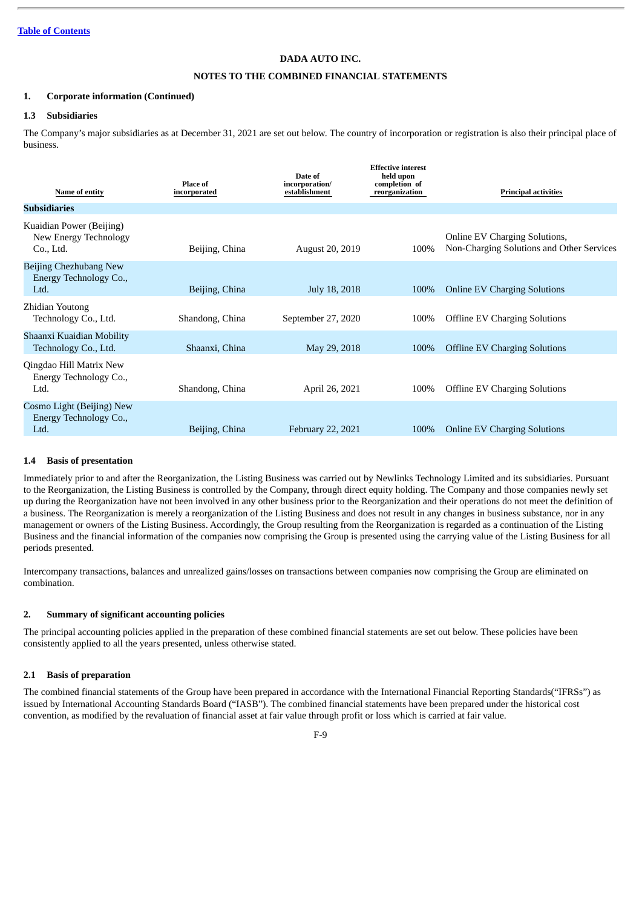Table of Contents

**DADA AUTO INC.**

**NOTES TO THE COMBINED FINANCIAL STATEMENTS**

**1. Corporate information (Continued)**

**1.3 Subsidiaries**

The Company's major subsidiaries as at December 31, 2021 are set out below. The country of incorporation or registration is also their principal place of business.

| Name of entity | Place of incorporated | Date of incorporation/ establishment | Effective interest held upon completion of reorganization | Principal activities |
|---|---|---|---|---|
| **Subsidiaries** | | | | |
| Kuaidian Power (Beijing) New Energy Technology Co., Ltd. | Beijing, China | August 20, 2019 | 100% | Online EV Charging Solutions, Non-Charging Solutions and Other Services |
| Beijing Chezhubang New Energy Technology Co., Ltd. | Beijing, China | July 18, 2018 | 100% | Online EV Charging Solutions |
| Zhidian Youtong Technology Co., Ltd. | Shandong, China | September 27, 2020 | 100% | Offline EV Charging Solutions |
| Shaanxi Kuaidian Mobility Technology Co., Ltd. | Shaanxi, China | May 29, 2018 | 100% | Offline EV Charging Solutions |
| Qingdao Hill Matrix New Energy Technology Co., Ltd. | Shandong, China | April 26, 2021 | 100% | Offline EV Charging Solutions |
| Cosmo Light (Beijing) New Energy Technology Co., Ltd. | Beijing, China | February 22, 2021 | 100% | Online EV Charging Solutions |

**1.4 Basis of presentation**

Immediately prior to and after the Reorganization, the Listing Business was carried out by Newlinks Technology Limited and its subsidiaries. Pursuant to the Reorganization, the Listing Business is controlled by the Company, through direct equity holding. The Company and those companies newly set up during the Reorganization have not been involved in any other business prior to the Reorganization and their operations do not meet the definition of a business. The Reorganization is merely a reorganization of the Listing Business and does not result in any changes in business substance, nor in any management or owners of the Listing Business. Accordingly, the Group resulting from the Reorganization is regarded as a continuation of the Listing Business and the financial information of the companies now comprising the Group is presented using the carrying value of the Listing Business for all periods presented.

Intercompany transactions, balances and unrealized gains/losses on transactions between companies now comprising the Group are eliminated on combination.

**2. Summary of significant accounting policies**

The principal accounting policies applied in the preparation of these combined financial statements are set out below. These policies have been consistently applied to all the years presented, unless otherwise stated.

**2.1 Basis of preparation**

The combined financial statements of the Group have been prepared in accordance with the International Financial Reporting Standards("IFRSs") as issued by International Accounting Standards Board ("IASB"). The combined financial statements have been prepared under the historical cost convention, as modified by the revaluation of financial asset at fair value through profit or loss which is carried at fair value.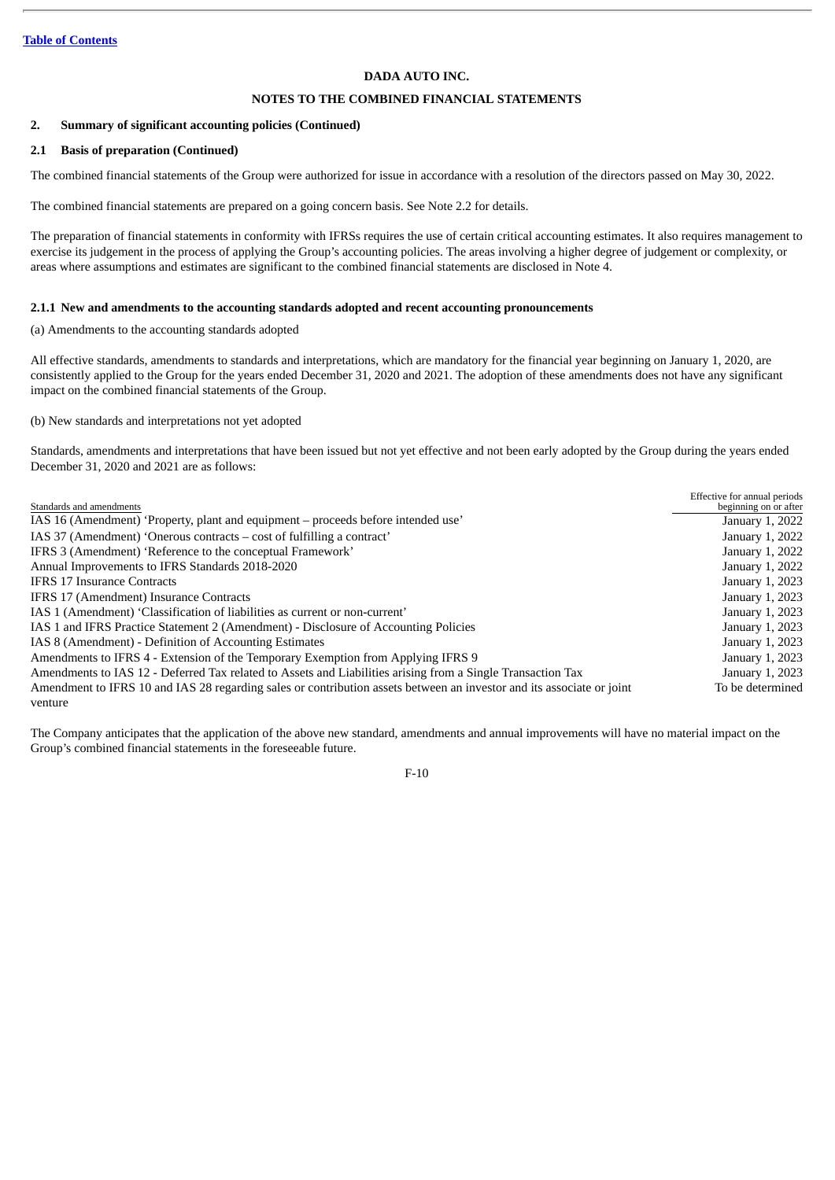**DADA AUTO INC.**

**NOTES TO THE COMBINED FINANCIAL STATEMENTS**

## 2. Summary of significant accounting policies (Continued)

### 2.1 Basis of preparation (Continued)

The combined financial statements of the Group were authorized for issue in accordance with a resolution of the directors passed on May 30, 2022.

The combined financial statements are prepared on a going concern basis. See Note 2.2 for details.

The preparation of financial statements in conformity with IFRSs requires the use of certain critical accounting estimates. It also requires management to exercise its judgement in the process of applying the Group's accounting policies. The areas involving a higher degree of judgement or complexity, or areas where assumptions and estimates are significant to the combined financial statements are disclosed in Note 4.

#### 2.1.1 New and amendments to the accounting standards adopted and recent accounting pronouncements

(a) Amendments to the accounting standards adopted

All effective standards, amendments to standards and interpretations, which are mandatory for the financial year beginning on January 1, 2020, are consistently applied to the Group for the years ended December 31, 2020 and 2021. The adoption of these amendments does not have any significant impact on the combined financial statements of the Group.

(b) New standards and interpretations not yet adopted

Standards, amendments and interpretations that have been issued but not yet effective and not been early adopted by the Group during the years ended December 31, 2020 and 2021 are as follows:

| Standards and amendments | Effective for annual periods beginning on or after |
|---|---|
| IAS 16 (Amendment) 'Property, plant and equipment – proceeds before intended use' | January 1, 2022 |
| IAS 37 (Amendment) 'Onerous contracts – cost of fulfilling a contract' | January 1, 2022 |
| IFRS 3 (Amendment) 'Reference to the conceptual Framework' | January 1, 2022 |
| Annual Improvements to IFRS Standards 2018-2020 | January 1, 2022 |
| IFRS 17 Insurance Contracts | January 1, 2023 |
| IFRS 17 (Amendment) Insurance Contracts | January 1, 2023 |
| IAS 1 (Amendment) 'Classification of liabilities as current or non-current' | January 1, 2023 |
| IAS 1 and IFRS Practice Statement 2 (Amendment) - Disclosure of Accounting Policies | January 1, 2023 |
| IAS 8 (Amendment) - Definition of Accounting Estimates | January 1, 2023 |
| Amendments to IFRS 4 - Extension of the Temporary Exemption from Applying IFRS 9 | January 1, 2023 |
| Amendments to IAS 12 - Deferred Tax related to Assets and Liabilities arising from a Single Transaction Tax | January 1, 2023 |
| Amendment to IFRS 10 and IAS 28 regarding sales or contribution assets between an investor and its associate or joint venture | To be determined |

The Company anticipates that the application of the above new standard, amendments and annual improvements will have no material impact on the Group's combined financial statements in the foreseeable future.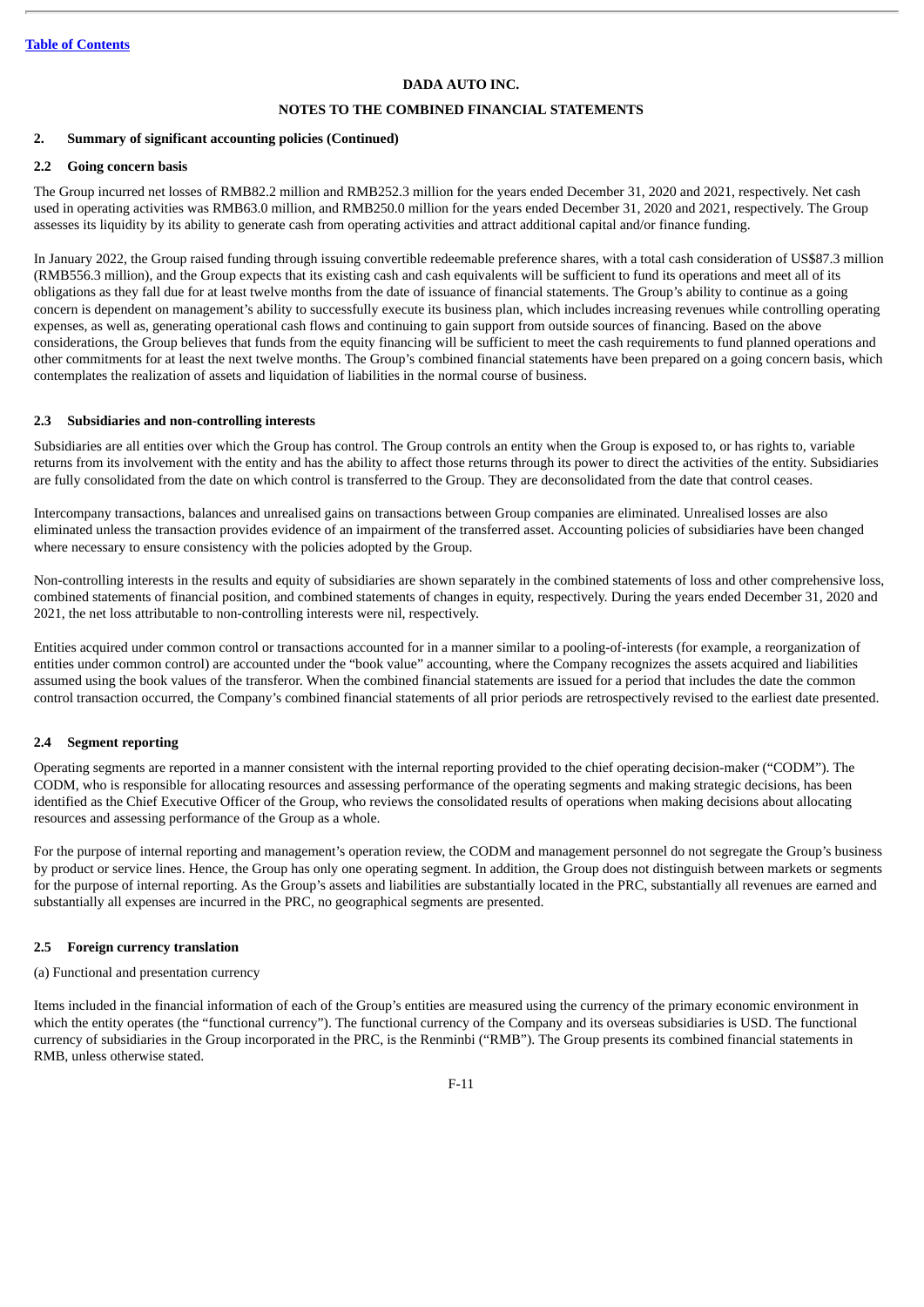DADA AUTO INC.

NOTES TO THE COMBINED FINANCIAL STATEMENTS

## 2. Summary of significant accounting policies (Continued)

### 2.2 Going concern basis

The Group incurred net losses of RMB82.2 million and RMB252.3 million for the years ended December 31, 2020 and 2021, respectively. Net cash used in operating activities was RMB63.0 million, and RMB250.0 million for the years ended December 31, 2020 and 2021, respectively. The Group assesses its liquidity by its ability to generate cash from operating activities and attract additional capital and/or finance funding.

In January 2022, the Group raised funding through issuing convertible redeemable preference shares, with a total cash consideration of US$87.3 million (RMB556.3 million), and the Group expects that its existing cash and cash equivalents will be sufficient to fund its operations and meet all of its obligations as they fall due for at least twelve months from the date of issuance of financial statements. The Group's ability to continue as a going concern is dependent on management's ability to successfully execute its business plan, which includes increasing revenues while controlling operating expenses, as well as, generating operational cash flows and continuing to gain support from outside sources of financing. Based on the above considerations, the Group believes that funds from the equity financing will be sufficient to meet the cash requirements to fund planned operations and other commitments for at least the next twelve months. The Group's combined financial statements have been prepared on a going concern basis, which contemplates the realization of assets and liquidation of liabilities in the normal course of business.

### 2.3 Subsidiaries and non-controlling interests

Subsidiaries are all entities over which the Group has control. The Group controls an entity when the Group is exposed to, or has rights to, variable returns from its involvement with the entity and has the ability to affect those returns through its power to direct the activities of the entity. Subsidiaries are fully consolidated from the date on which control is transferred to the Group. They are deconsolidated from the date that control ceases.

Intercompany transactions, balances and unrealised gains on transactions between Group companies are eliminated. Unrealised losses are also eliminated unless the transaction provides evidence of an impairment of the transferred asset. Accounting policies of subsidiaries have been changed where necessary to ensure consistency with the policies adopted by the Group.

Non-controlling interests in the results and equity of subsidiaries are shown separately in the combined statements of loss and other comprehensive loss, combined statements of financial position, and combined statements of changes in equity, respectively. During the years ended December 31, 2020 and 2021, the net loss attributable to non-controlling interests were nil, respectively.

Entities acquired under common control or transactions accounted for in a manner similar to a pooling-of-interests (for example, a reorganization of entities under common control) are accounted under the "book value" accounting, where the Company recognizes the assets acquired and liabilities assumed using the book values of the transferor. When the combined financial statements are issued for a period that includes the date the common control transaction occurred, the Company's combined financial statements of all prior periods are retrospectively revised to the earliest date presented.

### 2.4 Segment reporting

Operating segments are reported in a manner consistent with the internal reporting provided to the chief operating decision-maker ("CODM"). The CODM, who is responsible for allocating resources and assessing performance of the operating segments and making strategic decisions, has been identified as the Chief Executive Officer of the Group, who reviews the consolidated results of operations when making decisions about allocating resources and assessing performance of the Group as a whole.

For the purpose of internal reporting and management's operation review, the CODM and management personnel do not segregate the Group's business by product or service lines. Hence, the Group has only one operating segment. In addition, the Group does not distinguish between markets or segments for the purpose of internal reporting. As the Group's assets and liabilities are substantially located in the PRC, substantially all revenues are earned and substantially all expenses are incurred in the PRC, no geographical segments are presented.

### 2.5 Foreign currency translation

(a) Functional and presentation currency

Items included in the financial information of each of the Group's entities are measured using the currency of the primary economic environment in which the entity operates (the "functional currency"). The functional currency of the Company and its overseas subsidiaries is USD. The functional currency of subsidiaries in the Group incorporated in the PRC, is the Renminbi ("RMB"). The Group presents its combined financial statements in RMB, unless otherwise stated.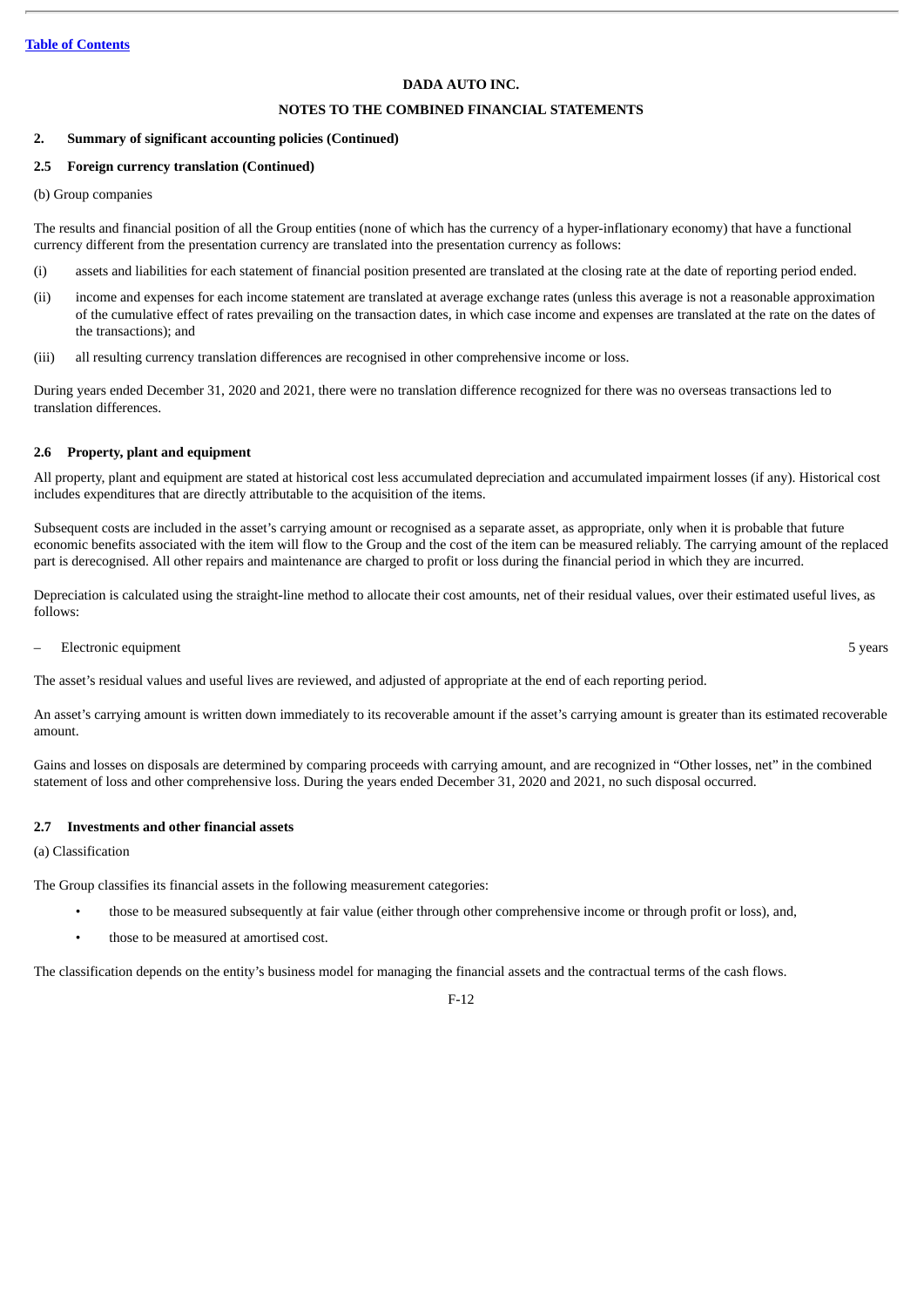DADA AUTO INC.

NOTES TO THE COMBINED FINANCIAL STATEMENTS

## 2. Summary of significant accounting policies (Continued)

### 2.5 Foreign currency translation (Continued)

(b) Group companies

The results and financial position of all the Group entities (none of which has the currency of a hyper-inflationary economy) that have a functional currency different from the presentation currency are translated into the presentation currency as follows:

(i) assets and liabilities for each statement of financial position presented are translated at the closing rate at the date of reporting period ended.

(ii) income and expenses for each income statement are translated at average exchange rates (unless this average is not a reasonable approximation of the cumulative effect of rates prevailing on the transaction dates, in which case income and expenses are translated at the rate on the dates of the transactions); and

(iii) all resulting currency translation differences are recognised in other comprehensive income or loss.

During years ended December 31, 2020 and 2021, there were no translation difference recognized for there was no overseas transactions led to translation differences.

### 2.6 Property, plant and equipment

All property, plant and equipment are stated at historical cost less accumulated depreciation and accumulated impairment losses (if any). Historical cost includes expenditures that are directly attributable to the acquisition of the items.

Subsequent costs are included in the asset's carrying amount or recognised as a separate asset, as appropriate, only when it is probable that future economic benefits associated with the item will flow to the Group and the cost of the item can be measured reliably. The carrying amount of the replaced part is derecognised. All other repairs and maintenance are charged to profit or loss during the financial period in which they are incurred.

Depreciation is calculated using the straight-line method to allocate their cost amounts, net of their residual values, over their estimated useful lives, as follows:

| | |
|---|---|
| – Electronic equipment | 5 years |

The asset's residual values and useful lives are reviewed, and adjusted of appropriate at the end of each reporting period.

An asset's carrying amount is written down immediately to its recoverable amount if the asset's carrying amount is greater than its estimated recoverable amount.

Gains and losses on disposals are determined by comparing proceeds with carrying amount, and are recognized in "Other losses, net" in the combined statement of loss and other comprehensive loss. During the years ended December 31, 2020 and 2021, no such disposal occurred.

### 2.7 Investments and other financial assets

(a) Classification

The Group classifies its financial assets in the following measurement categories:

- those to be measured subsequently at fair value (either through other comprehensive income or through profit or loss), and,
- those to be measured at amortised cost.

The classification depends on the entity's business model for managing the financial assets and the contractual terms of the cash flows.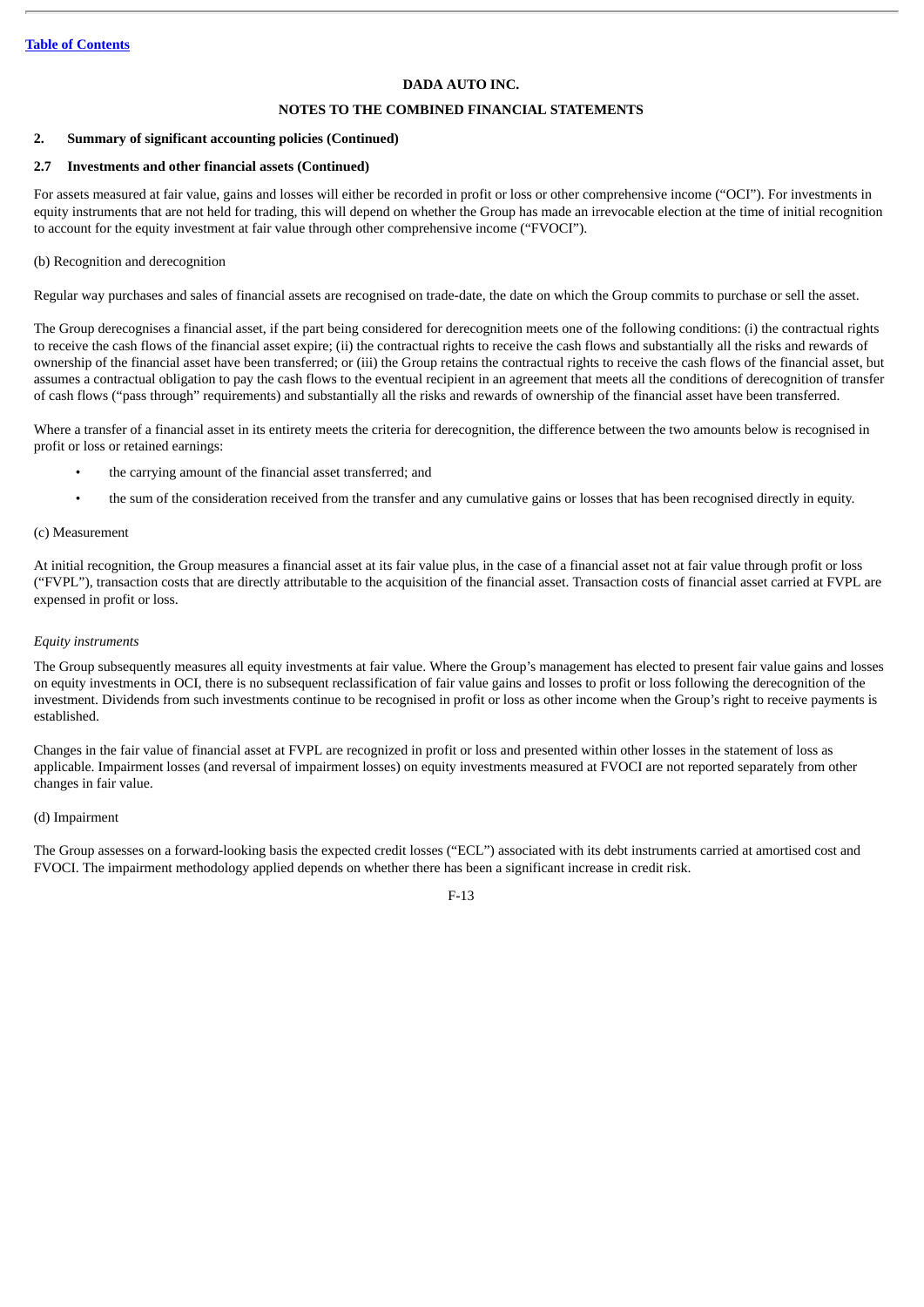DADA AUTO INC.

NOTES TO THE COMBINED FINANCIAL STATEMENTS

## 2. Summary of significant accounting policies (Continued)

### 2.7 Investments and other financial assets (Continued)

For assets measured at fair value, gains and losses will either be recorded in profit or loss or other comprehensive income ("OCI"). For investments in equity instruments that are not held for trading, this will depend on whether the Group has made an irrevocable election at the time of initial recognition to account for the equity investment at fair value through other comprehensive income ("FVOCI").

(b) Recognition and derecognition

Regular way purchases and sales of financial assets are recognised on trade-date, the date on which the Group commits to purchase or sell the asset.

The Group derecognises a financial asset, if the part being considered for derecognition meets one of the following conditions: (i) the contractual rights to receive the cash flows of the financial asset expire; (ii) the contractual rights to receive the cash flows and substantially all the risks and rewards of ownership of the financial asset have been transferred; or (iii) the Group retains the contractual rights to receive the cash flows of the financial asset, but assumes a contractual obligation to pay the cash flows to the eventual recipient in an agreement that meets all the conditions of derecognition of transfer of cash flows ("pass through" requirements) and substantially all the risks and rewards of ownership of the financial asset have been transferred.

Where a transfer of a financial asset in its entirety meets the criteria for derecognition, the difference between the two amounts below is recognised in profit or loss or retained earnings:

- the carrying amount of the financial asset transferred; and
- the sum of the consideration received from the transfer and any cumulative gains or losses that has been recognised directly in equity.

(c) Measurement

At initial recognition, the Group measures a financial asset at its fair value plus, in the case of a financial asset not at fair value through profit or loss ("FVPL"), transaction costs that are directly attributable to the acquisition of the financial asset. Transaction costs of financial asset carried at FVPL are expensed in profit or loss.

*Equity instruments*

The Group subsequently measures all equity investments at fair value. Where the Group's management has elected to present fair value gains and losses on equity investments in OCI, there is no subsequent reclassification of fair value gains and losses to profit or loss following the derecognition of the investment. Dividends from such investments continue to be recognised in profit or loss as other income when the Group's right to receive payments is established.

Changes in the fair value of financial asset at FVPL are recognized in profit or loss and presented within other losses in the statement of loss as applicable. Impairment losses (and reversal of impairment losses) on equity investments measured at FVOCI are not reported separately from other changes in fair value.

(d) Impairment

The Group assesses on a forward-looking basis the expected credit losses ("ECL") associated with its debt instruments carried at amortised cost and FVOCI. The impairment methodology applied depends on whether there has been a significant increase in credit risk.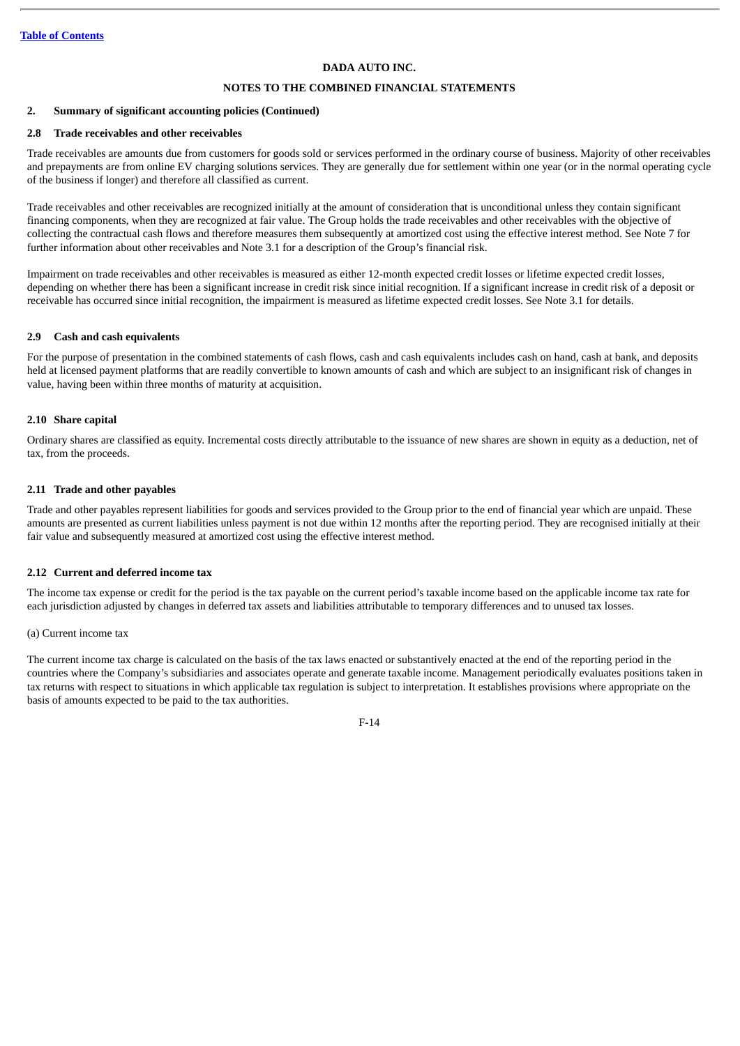DADA AUTO INC.

NOTES TO THE COMBINED FINANCIAL STATEMENTS

## 2. Summary of significant accounting policies (Continued)

### 2.8 Trade receivables and other receivables

Trade receivables are amounts due from customers for goods sold or services performed in the ordinary course of business. Majority of other receivables and prepayments are from online EV charging solutions services. They are generally due for settlement within one year (or in the normal operating cycle of the business if longer) and therefore all classified as current.

Trade receivables and other receivables are recognized initially at the amount of consideration that is unconditional unless they contain significant financing components, when they are recognized at fair value. The Group holds the trade receivables and other receivables with the objective of collecting the contractual cash flows and therefore measures them subsequently at amortized cost using the effective interest method. See Note 7 for further information about other receivables and Note 3.1 for a description of the Group's financial risk.

Impairment on trade receivables and other receivables is measured as either 12-month expected credit losses or lifetime expected credit losses, depending on whether there has been a significant increase in credit risk since initial recognition. If a significant increase in credit risk of a deposit or receivable has occurred since initial recognition, the impairment is measured as lifetime expected credit losses. See Note 3.1 for details.

### 2.9 Cash and cash equivalents

For the purpose of presentation in the combined statements of cash flows, cash and cash equivalents includes cash on hand, cash at bank, and deposits held at licensed payment platforms that are readily convertible to known amounts of cash and which are subject to an insignificant risk of changes in value, having been within three months of maturity at acquisition.

### 2.10 Share capital

Ordinary shares are classified as equity. Incremental costs directly attributable to the issuance of new shares are shown in equity as a deduction, net of tax, from the proceeds.

### 2.11 Trade and other payables

Trade and other payables represent liabilities for goods and services provided to the Group prior to the end of financial year which are unpaid. These amounts are presented as current liabilities unless payment is not due within 12 months after the reporting period. They are recognised initially at their fair value and subsequently measured at amortized cost using the effective interest method.

### 2.12 Current and deferred income tax

The income tax expense or credit for the period is the tax payable on the current period's taxable income based on the applicable income tax rate for each jurisdiction adjusted by changes in deferred tax assets and liabilities attributable to temporary differences and to unused tax losses.

(a) Current income tax

The current income tax charge is calculated on the basis of the tax laws enacted or substantively enacted at the end of the reporting period in the countries where the Company's subsidiaries and associates operate and generate taxable income. Management periodically evaluates positions taken in tax returns with respect to situations in which applicable tax regulation is subject to interpretation. It establishes provisions where appropriate on the basis of amounts expected to be paid to the tax authorities.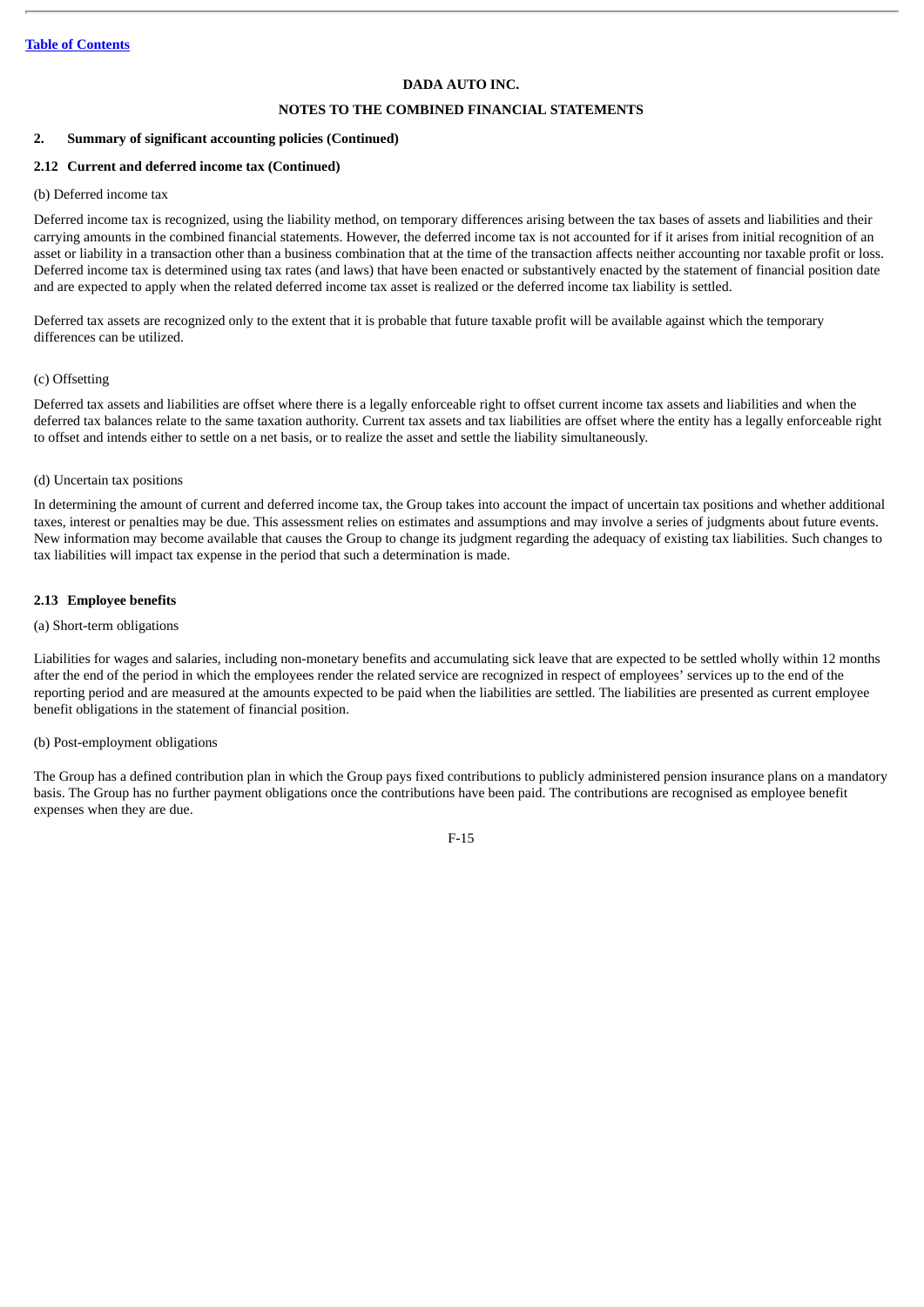[Table of Contents](#)

**DADA AUTO INC.**

**NOTES TO THE COMBINED FINANCIAL STATEMENTS**

## 2. Summary of significant accounting policies (Continued)

### 2.12 Current and deferred income tax (Continued)

(b) Deferred income tax

Deferred income tax is recognized, using the liability method, on temporary differences arising between the tax bases of assets and liabilities and their carrying amounts in the combined financial statements. However, the deferred income tax is not accounted for if it arises from initial recognition of an asset or liability in a transaction other than a business combination that at the time of the transaction affects neither accounting nor taxable profit or loss. Deferred income tax is determined using tax rates (and laws) that have been enacted or substantively enacted by the statement of financial position date and are expected to apply when the related deferred income tax asset is realized or the deferred income tax liability is settled.

Deferred tax assets are recognized only to the extent that it is probable that future taxable profit will be available against which the temporary differences can be utilized.

(c) Offsetting

Deferred tax assets and liabilities are offset where there is a legally enforceable right to offset current income tax assets and liabilities and when the deferred tax balances relate to the same taxation authority. Current tax assets and tax liabilities are offset where the entity has a legally enforceable right to offset and intends either to settle on a net basis, or to realize the asset and settle the liability simultaneously.

(d) Uncertain tax positions

In determining the amount of current and deferred income tax, the Group takes into account the impact of uncertain tax positions and whether additional taxes, interest or penalties may be due. This assessment relies on estimates and assumptions and may involve a series of judgments about future events. New information may become available that causes the Group to change its judgment regarding the adequacy of existing tax liabilities. Such changes to tax liabilities will impact tax expense in the period that such a determination is made.

### 2.13 Employee benefits

(a) Short-term obligations

Liabilities for wages and salaries, including non-monetary benefits and accumulating sick leave that are expected to be settled wholly within 12 months after the end of the period in which the employees render the related service are recognized in respect of employees' services up to the end of the reporting period and are measured at the amounts expected to be paid when the liabilities are settled. The liabilities are presented as current employee benefit obligations in the statement of financial position.

(b) Post-employment obligations

The Group has a defined contribution plan in which the Group pays fixed contributions to publicly administered pension insurance plans on a mandatory basis. The Group has no further payment obligations once the contributions have been paid. The contributions are recognised as employee benefit expenses when they are due.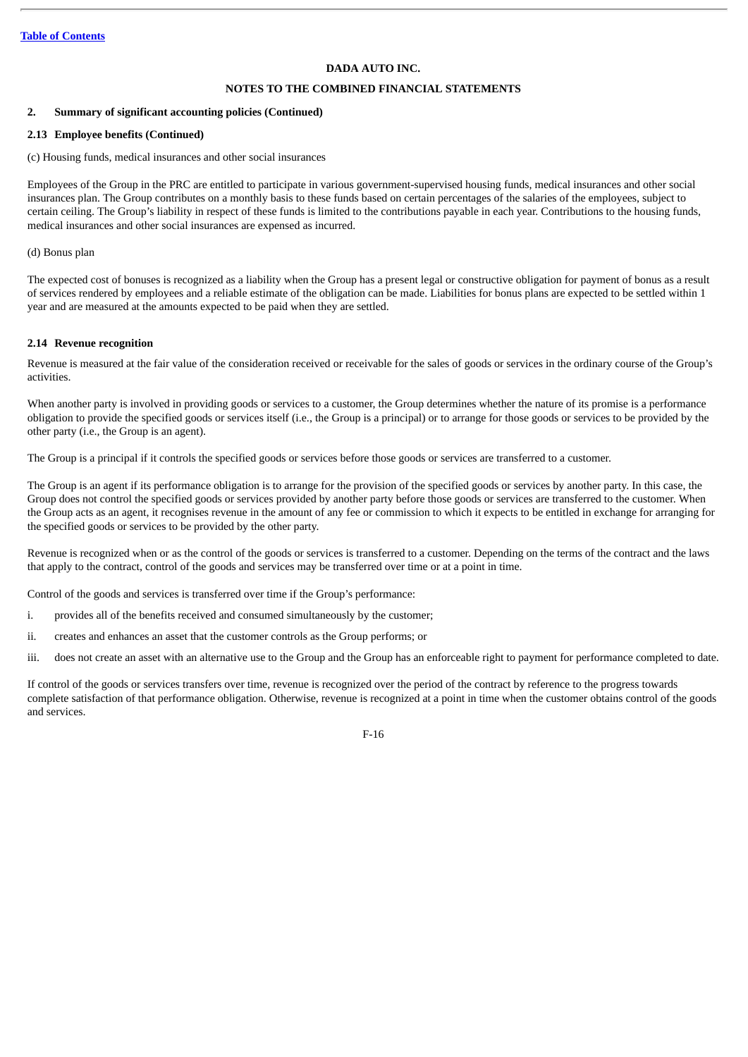**DADA AUTO INC.**

**NOTES TO THE COMBINED FINANCIAL STATEMENTS**

## 2. Summary of significant accounting policies (Continued)

### 2.13 Employee benefits (Continued)

(c) Housing funds, medical insurances and other social insurances

Employees of the Group in the PRC are entitled to participate in various government-supervised housing funds, medical insurances and other social insurances plan. The Group contributes on a monthly basis to these funds based on certain percentages of the salaries of the employees, subject to certain ceiling. The Group's liability in respect of these funds is limited to the contributions payable in each year. Contributions to the housing funds, medical insurances and other social insurances are expensed as incurred.

(d) Bonus plan

The expected cost of bonuses is recognized as a liability when the Group has a present legal or constructive obligation for payment of bonus as a result of services rendered by employees and a reliable estimate of the obligation can be made. Liabilities for bonus plans are expected to be settled within 1 year and are measured at the amounts expected to be paid when they are settled.

### 2.14 Revenue recognition

Revenue is measured at the fair value of the consideration received or receivable for the sales of goods or services in the ordinary course of the Group's activities.

When another party is involved in providing goods or services to a customer, the Group determines whether the nature of its promise is a performance obligation to provide the specified goods or services itself (i.e., the Group is a principal) or to arrange for those goods or services to be provided by the other party (i.e., the Group is an agent).

The Group is a principal if it controls the specified goods or services before those goods or services are transferred to a customer.

The Group is an agent if its performance obligation is to arrange for the provision of the specified goods or services by another party. In this case, the Group does not control the specified goods or services provided by another party before those goods or services are transferred to the customer. When the Group acts as an agent, it recognises revenue in the amount of any fee or commission to which it expects to be entitled in exchange for arranging for the specified goods or services to be provided by the other party.

Revenue is recognized when or as the control of the goods or services is transferred to a customer. Depending on the terms of the contract and the laws that apply to the contract, control of the goods and services may be transferred over time or at a point in time.

Control of the goods and services is transferred over time if the Group's performance:

i. provides all of the benefits received and consumed simultaneously by the customer;

ii. creates and enhances an asset that the customer controls as the Group performs; or

iii. does not create an asset with an alternative use to the Group and the Group has an enforceable right to payment for performance completed to date.

If control of the goods or services transfers over time, revenue is recognized over the period of the contract by reference to the progress towards complete satisfaction of that performance obligation. Otherwise, revenue is recognized at a point in time when the customer obtains control of the goods and services.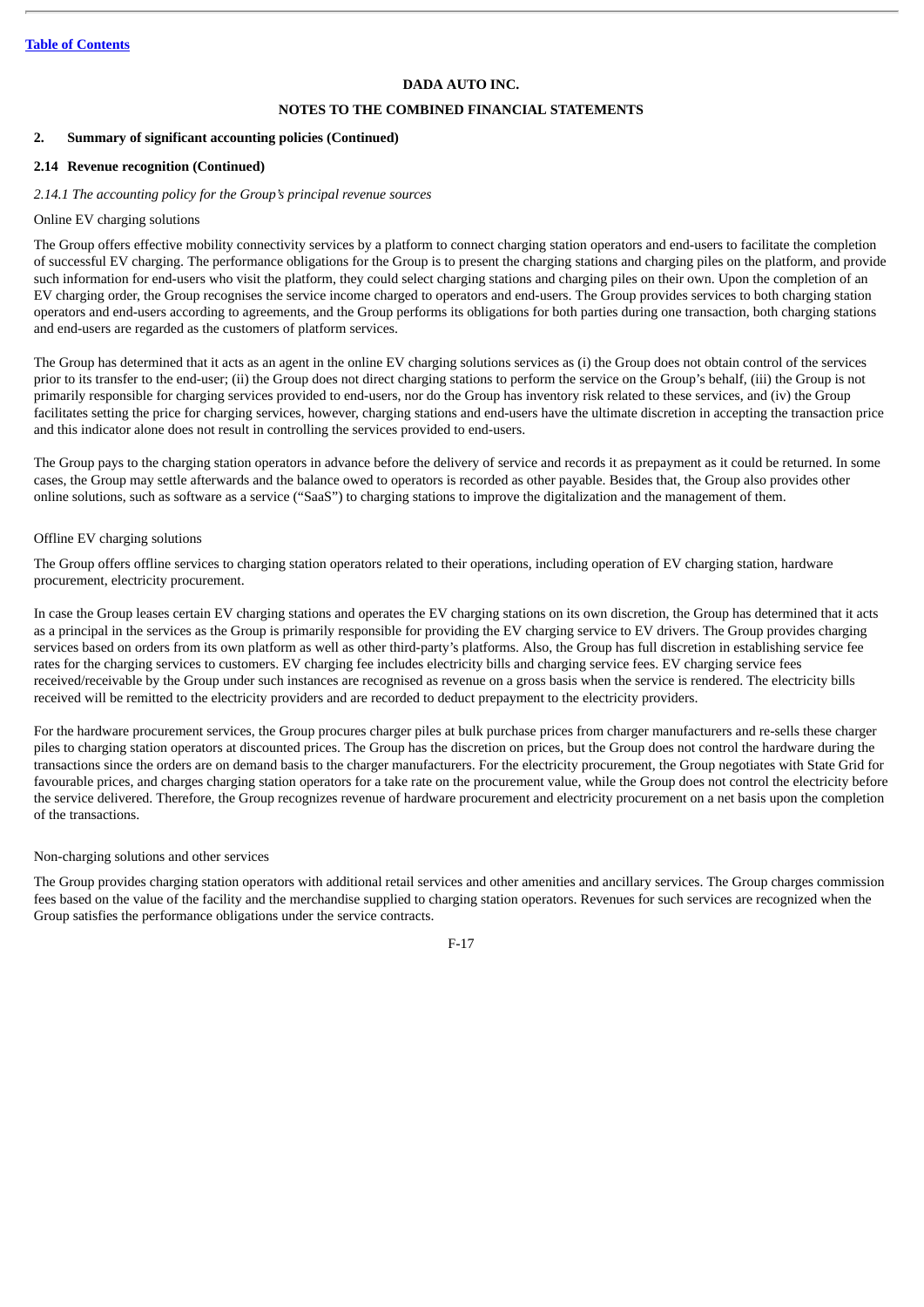**DADA AUTO INC.**

**NOTES TO THE COMBINED FINANCIAL STATEMENTS**

**2. Summary of significant accounting policies (Continued)**

**2.14 Revenue recognition (Continued)**

*2.14.1 The accounting policy for the Group's principal revenue sources*

Online EV charging solutions

The Group offers effective mobility connectivity services by a platform to connect charging station operators and end-users to facilitate the completion of successful EV charging. The performance obligations for the Group is to present the charging stations and charging piles on the platform, and provide such information for end-users who visit the platform, they could select charging stations and charging piles on their own. Upon the completion of an EV charging order, the Group recognises the service income charged to operators and end-users. The Group provides services to both charging station operators and end-users according to agreements, and the Group performs its obligations for both parties during one transaction, both charging stations and end-users are regarded as the customers of platform services.

The Group has determined that it acts as an agent in the online EV charging solutions services as (i) the Group does not obtain control of the services prior to its transfer to the end-user; (ii) the Group does not direct charging stations to perform the service on the Group's behalf, (iii) the Group is not primarily responsible for charging services provided to end-users, nor do the Group has inventory risk related to these services, and (iv) the Group facilitates setting the price for charging services, however, charging stations and end-users have the ultimate discretion in accepting the transaction price and this indicator alone does not result in controlling the services provided to end-users.

The Group pays to the charging station operators in advance before the delivery of service and records it as prepayment as it could be returned. In some cases, the Group may settle afterwards and the balance owed to operators is recorded as other payable. Besides that, the Group also provides other online solutions, such as software as a service ("SaaS") to charging stations to improve the digitalization and the management of them.

Offline EV charging solutions

The Group offers offline services to charging station operators related to their operations, including operation of EV charging station, hardware procurement, electricity procurement.

In case the Group leases certain EV charging stations and operates the EV charging stations on its own discretion, the Group has determined that it acts as a principal in the services as the Group is primarily responsible for providing the EV charging service to EV drivers. The Group provides charging services based on orders from its own platform as well as other third-party's platforms. Also, the Group has full discretion in establishing service fee rates for the charging services to customers. EV charging fee includes electricity bills and charging service fees. EV charging service fees received/receivable by the Group under such instances are recognised as revenue on a gross basis when the service is rendered. The electricity bills received will be remitted to the electricity providers and are recorded to deduct prepayment to the electricity providers.

For the hardware procurement services, the Group procures charger piles at bulk purchase prices from charger manufacturers and re-sells these charger piles to charging station operators at discounted prices. The Group has the discretion on prices, but the Group does not control the hardware during the transactions since the orders are on demand basis to the charger manufacturers. For the electricity procurement, the Group negotiates with State Grid for favourable prices, and charges charging station operators for a take rate on the procurement value, while the Group does not control the electricity before the service delivered. Therefore, the Group recognizes revenue of hardware procurement and electricity procurement on a net basis upon the completion of the transactions.

Non-charging solutions and other services

The Group provides charging station operators with additional retail services and other amenities and ancillary services. The Group charges commission fees based on the value of the facility and the merchandise supplied to charging station operators. Revenues for such services are recognized when the Group satisfies the performance obligations under the service contracts.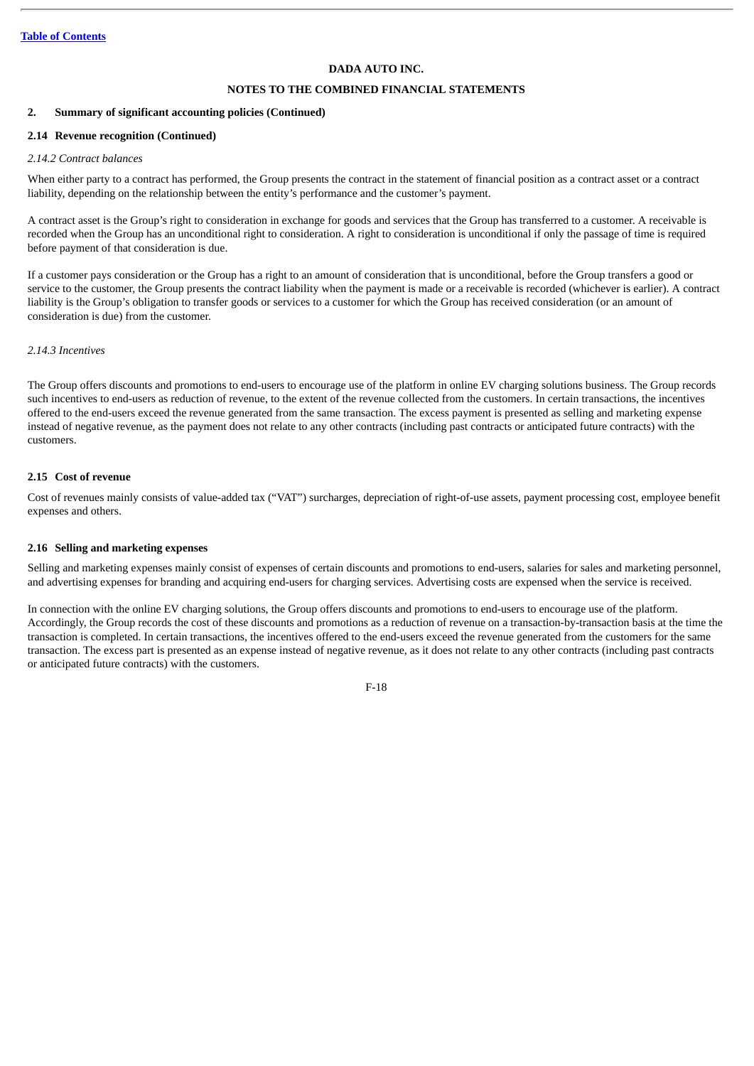**DADA AUTO INC.**

**NOTES TO THE COMBINED FINANCIAL STATEMENTS**

**2. Summary of significant accounting policies (Continued)**

**2.14 Revenue recognition (Continued)**

*2.14.2 Contract balances*

When either party to a contract has performed, the Group presents the contract in the statement of financial position as a contract asset or a contract liability, depending on the relationship between the entity's performance and the customer's payment.

A contract asset is the Group's right to consideration in exchange for goods and services that the Group has transferred to a customer. A receivable is recorded when the Group has an unconditional right to consideration. A right to consideration is unconditional if only the passage of time is required before payment of that consideration is due.

If a customer pays consideration or the Group has a right to an amount of consideration that is unconditional, before the Group transfers a good or service to the customer, the Group presents the contract liability when the payment is made or a receivable is recorded (whichever is earlier). A contract liability is the Group's obligation to transfer goods or services to a customer for which the Group has received consideration (or an amount of consideration is due) from the customer.

*2.14.3 Incentives*

The Group offers discounts and promotions to end-users to encourage use of the platform in online EV charging solutions business. The Group records such incentives to end-users as reduction of revenue, to the extent of the revenue collected from the customers. In certain transactions, the incentives offered to the end-users exceed the revenue generated from the same transaction. The excess payment is presented as selling and marketing expense instead of negative revenue, as the payment does not relate to any other contracts (including past contracts or anticipated future contracts) with the customers.

**2.15 Cost of revenue**

Cost of revenues mainly consists of value-added tax ("VAT") surcharges, depreciation of right-of-use assets, payment processing cost, employee benefit expenses and others.

**2.16 Selling and marketing expenses**

Selling and marketing expenses mainly consist of expenses of certain discounts and promotions to end-users, salaries for sales and marketing personnel, and advertising expenses for branding and acquiring end-users for charging services. Advertising costs are expensed when the service is received.

In connection with the online EV charging solutions, the Group offers discounts and promotions to end-users to encourage use of the platform. Accordingly, the Group records the cost of these discounts and promotions as a reduction of revenue on a transaction-by-transaction basis at the time the transaction is completed. In certain transactions, the incentives offered to the end-users exceed the revenue generated from the customers for the same transaction. The excess part is presented as an expense instead of negative revenue, as it does not relate to any other contracts (including past contracts or anticipated future contracts) with the customers.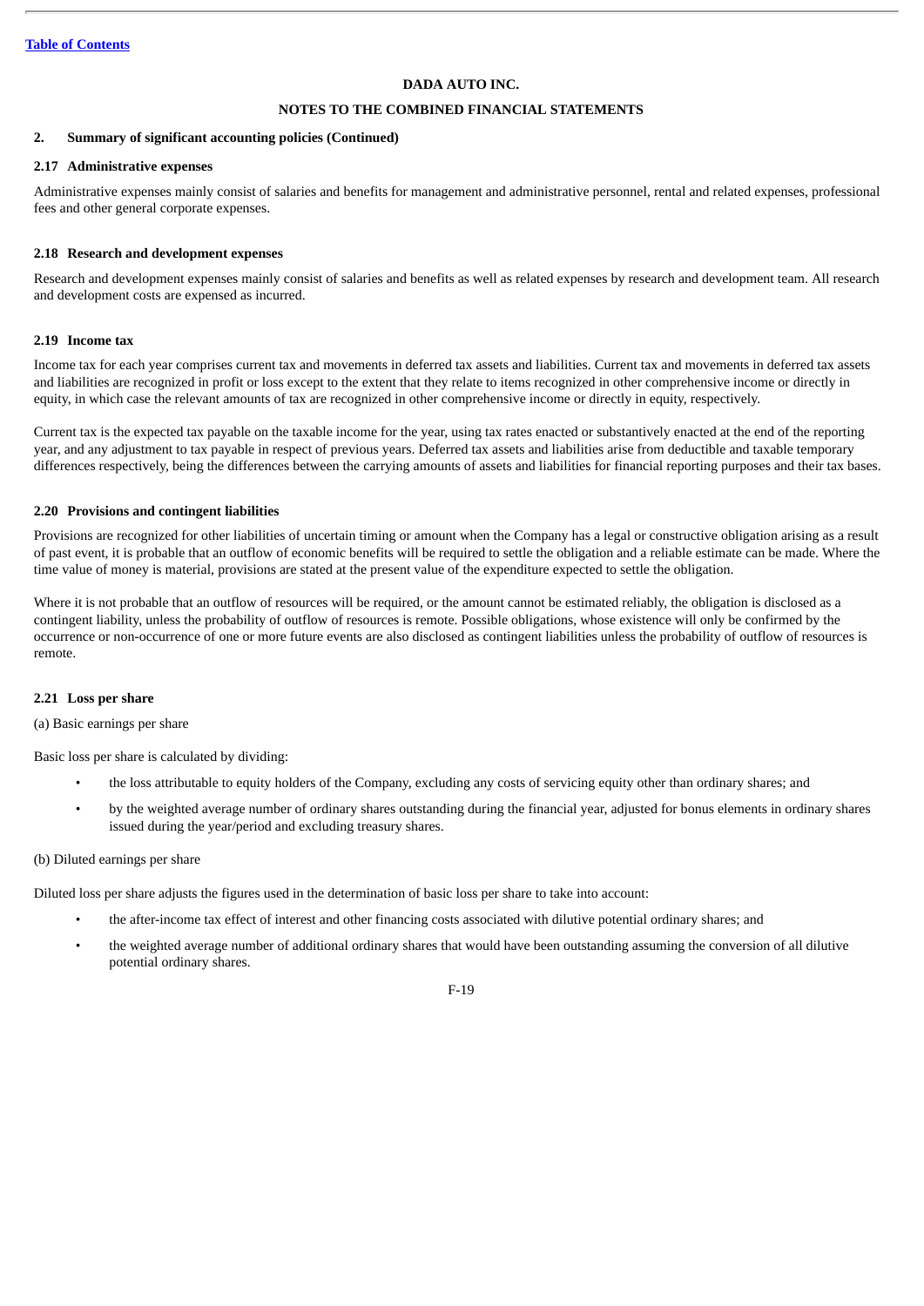**DADA AUTO INC.**

**NOTES TO THE COMBINED FINANCIAL STATEMENTS**

## 2. Summary of significant accounting policies (Continued)

### 2.17 Administrative expenses

Administrative expenses mainly consist of salaries and benefits for management and administrative personnel, rental and related expenses, professional fees and other general corporate expenses.

### 2.18 Research and development expenses

Research and development expenses mainly consist of salaries and benefits as well as related expenses by research and development team. All research and development costs are expensed as incurred.

### 2.19 Income tax

Income tax for each year comprises current tax and movements in deferred tax assets and liabilities. Current tax and movements in deferred tax assets and liabilities are recognized in profit or loss except to the extent that they relate to items recognized in other comprehensive income or directly in equity, in which case the relevant amounts of tax are recognized in other comprehensive income or directly in equity, respectively.

Current tax is the expected tax payable on the taxable income for the year, using tax rates enacted or substantively enacted at the end of the reporting year, and any adjustment to tax payable in respect of previous years. Deferred tax assets and liabilities arise from deductible and taxable temporary differences respectively, being the differences between the carrying amounts of assets and liabilities for financial reporting purposes and their tax bases.

### 2.20 Provisions and contingent liabilities

Provisions are recognized for other liabilities of uncertain timing or amount when the Company has a legal or constructive obligation arising as a result of past event, it is probable that an outflow of economic benefits will be required to settle the obligation and a reliable estimate can be made. Where the time value of money is material, provisions are stated at the present value of the expenditure expected to settle the obligation.

Where it is not probable that an outflow of resources will be required, or the amount cannot be estimated reliably, the obligation is disclosed as a contingent liability, unless the probability of outflow of resources is remote. Possible obligations, whose existence will only be confirmed by the occurrence or non-occurrence of one or more future events are also disclosed as contingent liabilities unless the probability of outflow of resources is remote.

### 2.21 Loss per share

(a) Basic earnings per share

Basic loss per share is calculated by dividing:

- the loss attributable to equity holders of the Company, excluding any costs of servicing equity other than ordinary shares; and
- by the weighted average number of ordinary shares outstanding during the financial year, adjusted for bonus elements in ordinary shares issued during the year/period and excluding treasury shares.

(b) Diluted earnings per share

Diluted loss per share adjusts the figures used in the determination of basic loss per share to take into account:

- the after-income tax effect of interest and other financing costs associated with dilutive potential ordinary shares; and
- the weighted average number of additional ordinary shares that would have been outstanding assuming the conversion of all dilutive potential ordinary shares.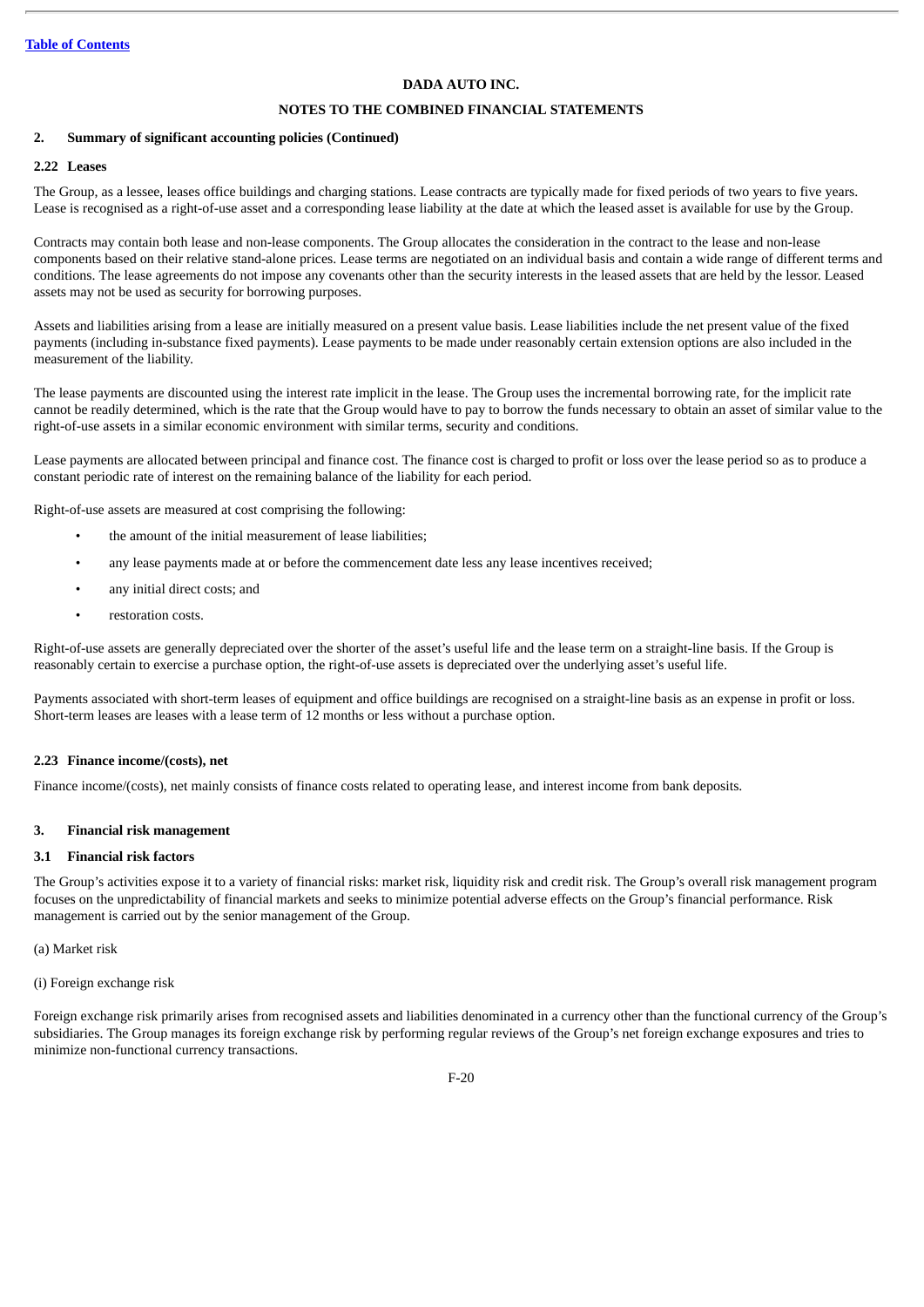**DADA AUTO INC.**

**NOTES TO THE COMBINED FINANCIAL STATEMENTS**

## 2. Summary of significant accounting policies (Continued)

### 2.22 Leases

The Group, as a lessee, leases office buildings and charging stations. Lease contracts are typically made for fixed periods of two years to five years. Lease is recognised as a right-of-use asset and a corresponding lease liability at the date at which the leased asset is available for use by the Group.

Contracts may contain both lease and non-lease components. The Group allocates the consideration in the contract to the lease and non-lease components based on their relative stand-alone prices. Lease terms are negotiated on an individual basis and contain a wide range of different terms and conditions. The lease agreements do not impose any covenants other than the security interests in the leased assets that are held by the lessor. Leased assets may not be used as security for borrowing purposes.

Assets and liabilities arising from a lease are initially measured on a present value basis. Lease liabilities include the net present value of the fixed payments (including in-substance fixed payments). Lease payments to be made under reasonably certain extension options are also included in the measurement of the liability.

The lease payments are discounted using the interest rate implicit in the lease. The Group uses the incremental borrowing rate, for the implicit rate cannot be readily determined, which is the rate that the Group would have to pay to borrow the funds necessary to obtain an asset of similar value to the right-of-use assets in a similar economic environment with similar terms, security and conditions.

Lease payments are allocated between principal and finance cost. The finance cost is charged to profit or loss over the lease period so as to produce a constant periodic rate of interest on the remaining balance of the liability for each period.

Right-of-use assets are measured at cost comprising the following:

- the amount of the initial measurement of lease liabilities;
- any lease payments made at or before the commencement date less any lease incentives received;
- any initial direct costs; and
- restoration costs.

Right-of-use assets are generally depreciated over the shorter of the asset's useful life and the lease term on a straight-line basis. If the Group is reasonably certain to exercise a purchase option, the right-of-use assets is depreciated over the underlying asset's useful life.

Payments associated with short-term leases of equipment and office buildings are recognised on a straight-line basis as an expense in profit or loss. Short-term leases are leases with a lease term of 12 months or less without a purchase option.

### 2.23 Finance income/(costs), net

Finance income/(costs), net mainly consists of finance costs related to operating lease, and interest income from bank deposits.

## 3. Financial risk management

### 3.1 Financial risk factors

The Group's activities expose it to a variety of financial risks: market risk, liquidity risk and credit risk. The Group's overall risk management program focuses on the unpredictability of financial markets and seeks to minimize potential adverse effects on the Group's financial performance. Risk management is carried out by the senior management of the Group.

(a) Market risk

(i) Foreign exchange risk

Foreign exchange risk primarily arises from recognised assets and liabilities denominated in a currency other than the functional currency of the Group's subsidiaries. The Group manages its foreign exchange risk by performing regular reviews of the Group's net foreign exchange exposures and tries to minimize non-functional currency transactions.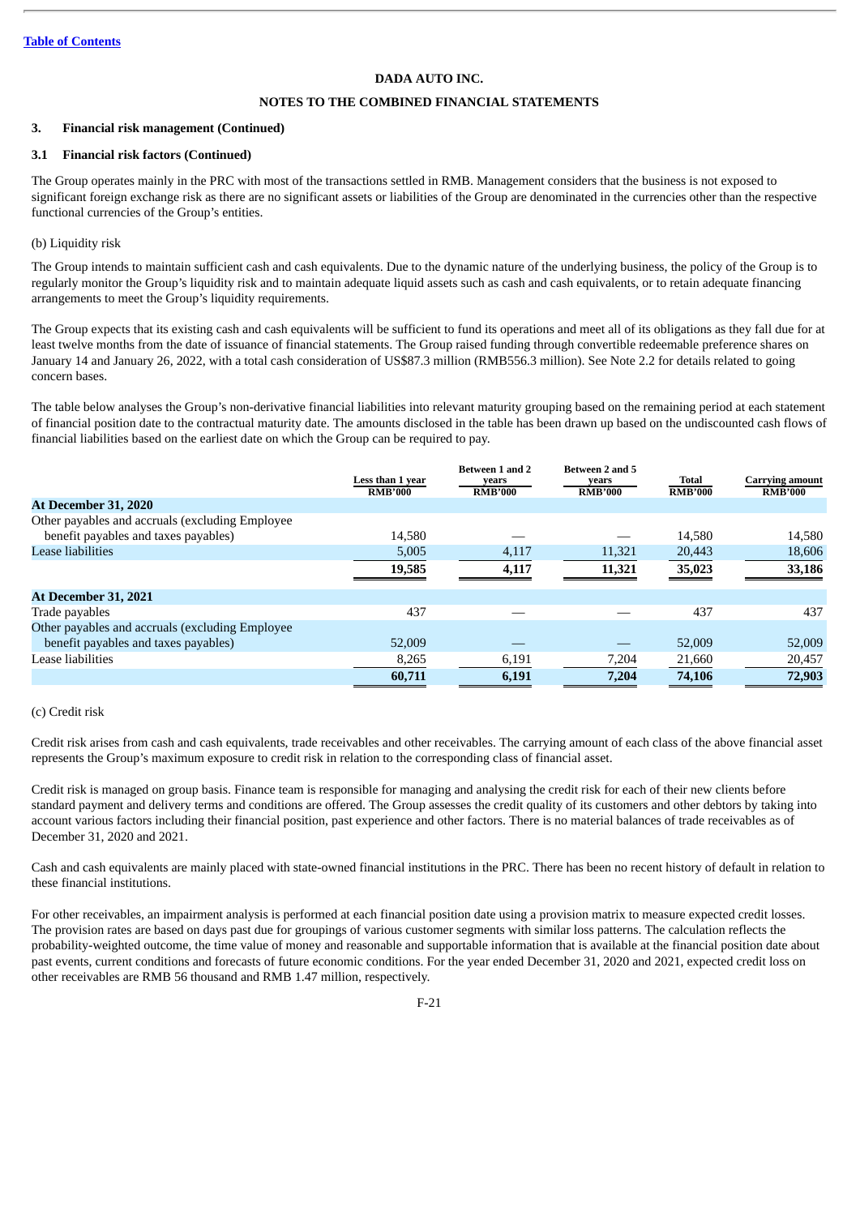DADA AUTO INC.

NOTES TO THE COMBINED FINANCIAL STATEMENTS

### 3. Financial risk management (Continued)

### 3.1 Financial risk factors (Continued)

The Group operates mainly in the PRC with most of the transactions settled in RMB. Management considers that the business is not exposed to significant foreign exchange risk as there are no significant assets or liabilities of the Group are denominated in the currencies other than the respective functional currencies of the Group's entities.

(b) Liquidity risk

The Group intends to maintain sufficient cash and cash equivalents. Due to the dynamic nature of the underlying business, the policy of the Group is to regularly monitor the Group's liquidity risk and to maintain adequate liquid assets such as cash and cash equivalents, or to retain adequate financing arrangements to meet the Group's liquidity requirements.

The Group expects that its existing cash and cash equivalents will be sufficient to fund its operations and meet all of its obligations as they fall due for at least twelve months from the date of issuance of financial statements. The Group raised funding through convertible redeemable preference shares on January 14 and January 26, 2022, with a total cash consideration of US$87.3 million (RMB556.3 million). See Note 2.2 for details related to going concern bases.

The table below analyses the Group's non-derivative financial liabilities into relevant maturity grouping based on the remaining period at each statement of financial position date to the contractual maturity date. The amounts disclosed in the table has been drawn up based on the undiscounted cash flows of financial liabilities based on the earliest date on which the Group can be required to pay.

| | Less than 1 year RMB'000 | Between 1 and 2 years RMB'000 | Between 2 and 5 years RMB'000 | Total RMB'000 | Carrying amount RMB'000 |
|---|---|---|---|---|---|
| **At December 31, 2020** | | | | | |
| Other payables and accruals (excluding Employee benefit payables and taxes payables) | 14,580 | — | — | 14,580 | 14,580 |
| Lease liabilities | 5,005 | 4,117 | 11,321 | 20,443 | 18,606 |
| | **19,585** | **4,117** | **11,321** | **35,023** | **33,186** |
| **At December 31, 2021** | | | | | |
| Trade payables | 437 | — | — | 437 | 437 |
| Other payables and accruals (excluding Employee benefit payables and taxes payables) | 52,009 | — | — | 52,009 | 52,009 |
| Lease liabilities | 8,265 | 6,191 | 7,204 | 21,660 | 20,457 |
| | **60,711** | **6,191** | **7,204** | **74,106** | **72,903** |

(c) Credit risk

Credit risk arises from cash and cash equivalents, trade receivables and other receivables. The carrying amount of each class of the above financial asset represents the Group's maximum exposure to credit risk in relation to the corresponding class of financial asset.

Credit risk is managed on group basis. Finance team is responsible for managing and analysing the credit risk for each of their new clients before standard payment and delivery terms and conditions are offered. The Group assesses the credit quality of its customers and other debtors by taking into account various factors including their financial position, past experience and other factors. There is no material balances of trade receivables as of December 31, 2020 and 2021.

Cash and cash equivalents are mainly placed with state-owned financial institutions in the PRC. There has been no recent history of default in relation to these financial institutions.

For other receivables, an impairment analysis is performed at each financial position date using a provision matrix to measure expected credit losses. The provision rates are based on days past due for groupings of various customer segments with similar loss patterns. The calculation reflects the probability-weighted outcome, the time value of money and reasonable and supportable information that is available at the financial position date about past events, current conditions and forecasts of future economic conditions. For the year ended December 31, 2020 and 2021, expected credit loss on other receivables are RMB 56 thousand and RMB 1.47 million, respectively.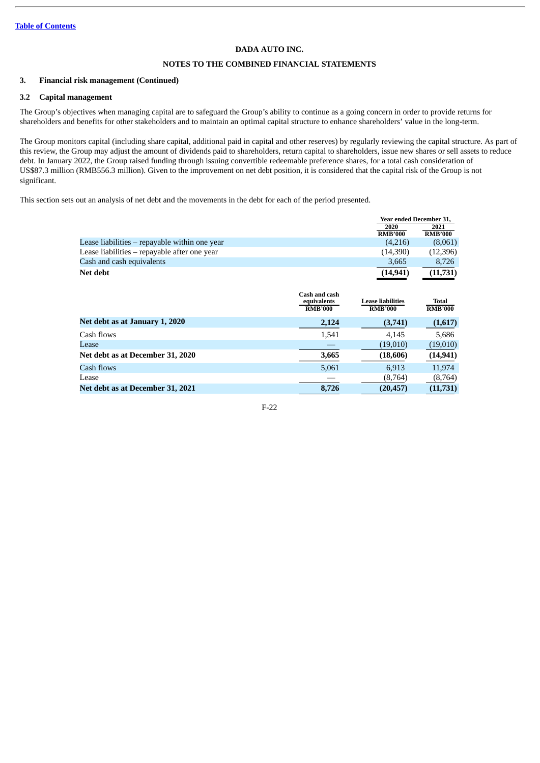**DADA AUTO INC.**

**NOTES TO THE COMBINED FINANCIAL STATEMENTS**

### 3. Financial risk management (Continued)

### 3.2 Capital management

The Group's objectives when managing capital are to safeguard the Group's ability to continue as a going concern in order to provide returns for shareholders and benefits for other stakeholders and to maintain an optimal capital structure to enhance shareholders' value in the long-term.

The Group monitors capital (including share capital, additional paid in capital and other reserves) by regularly reviewing the capital structure. As part of this review, the Group may adjust the amount of dividends paid to shareholders, return capital to shareholders, issue new shares or sell assets to reduce debt. In January 2022, the Group raised funding through issuing convertible redeemable preference shares, for a total cash consideration of US$87.3 million (RMB556.3 million). Given to the improvement on net debt position, it is considered that the capital risk of the Group is not significant.

This section sets out an analysis of net debt and the movements in the debt for each of the period presented.

| | Year ended December 31, | |
|---|---|---|
| | 2020 | 2021 |
| | RMB'000 | RMB'000 |
| Lease liabilities – repayable within one year | (4,216) | (8,061) |
| Lease liabilities – repayable after one year | (14,390) | (12,396) |
| Cash and cash equivalents | 3,665 | 8,726 |
| **Net debt** | **(14,941)** | **(11,731)** |

| | Cash and cash equivalents | Lease liabilities | Total |
|---|---|---|---|
| | RMB'000 | RMB'000 | RMB'000 |
| **Net debt as at January 1, 2020** | **2,124** | **(3,741)** | **(1,617)** |
| Cash flows | 1,541 | 4,145 | 5,686 |
| Lease | — | (19,010) | (19,010) |
| **Net debt as at December 31, 2020** | **3,665** | **(18,606)** | **(14,941)** |
| Cash flows | 5,061 | 6,913 | 11,974 |
| Lease | — | (8,764) | (8,764) |
| **Net debt as at December 31, 2021** | **8,726** | **(20,457)** | **(11,731)** |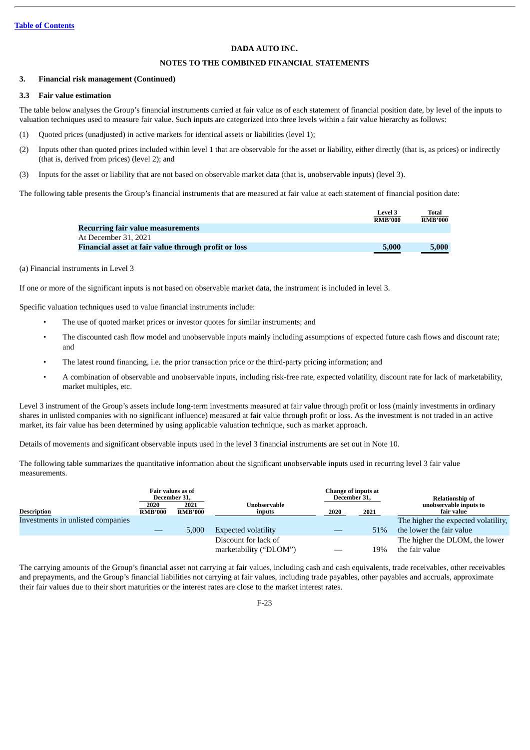[Table of Contents](#)

**DADA AUTO INC.**

**NOTES TO THE COMBINED FINANCIAL STATEMENTS**

### 3. Financial risk management (Continued)

### 3.3 Fair value estimation

The table below analyses the Group's financial instruments carried at fair value as of each statement of financial position date, by level of the inputs to valuation techniques used to measure fair value. Such inputs are categorized into three levels within a fair value hierarchy as follows:

(1) Quoted prices (unadjusted) in active markets for identical assets or liabilities (level 1);

(2) Inputs other than quoted prices included within level 1 that are observable for the asset or liability, either directly (that is, as prices) or indirectly (that is, derived from prices) (level 2); and

(3) Inputs for the asset or liability that are not based on observable market data (that is, unobservable inputs) (level 3).

The following table presents the Group's financial instruments that are measured at fair value at each statement of financial position date:

| | Level 3 RMB'000 | Total RMB'000 |
|---|---|---|
| **Recurring fair value measurements** | | |
| At December 31, 2021 | | |
| **Financial asset at fair value through profit or loss** | **5,000** | **5,000** |

(a) Financial instruments in Level 3

If one or more of the significant inputs is not based on observable market data, the instrument is included in level 3.

Specific valuation techniques used to value financial instruments include:

- The use of quoted market prices or investor quotes for similar instruments; and
- The discounted cash flow model and unobservable inputs mainly including assumptions of expected future cash flows and discount rate; and
- The latest round financing, i.e. the prior transaction price or the third-party pricing information; and
- A combination of observable and unobservable inputs, including risk-free rate, expected volatility, discount rate for lack of marketability, market multiples, etc.

Level 3 instrument of the Group's assets include long-term investments measured at fair value through profit or loss (mainly investments in ordinary shares in unlisted companies with no significant influence) measured at fair value through profit or loss. As the investment is not traded in an active market, its fair value has been determined by using applicable valuation technique, such as market approach.

Details of movements and significant observable inputs used in the level 3 financial instruments are set out in Note 10.

The following table summarizes the quantitative information about the significant unobservable inputs used in recurring level 3 fair value measurements.

| Description | Fair values as of December 31, | | Unobservable inputs | Change of inputs at December 31, | | Relationship of unobservable inputs to fair value |
|---|---|---|---|---|---|---|
| | 2020 RMB'000 | 2021 RMB'000 | | 2020 | 2021 | |
| Investments in unlisted companies | — | 5,000 | Expected volatility | — | 51% | The higher the expected volatility, the lower the fair value |
| | | | Discount for lack of marketability ("DLOM") | — | 19% | The higher the DLOM, the lower the fair value |

The carrying amounts of the Group's financial asset not carrying at fair values, including cash and cash equivalents, trade receivables, other receivables and prepayments, and the Group's financial liabilities not carrying at fair values, including trade payables, other payables and accruals, approximate their fair values due to their short maturities or the interest rates are close to the market interest rates.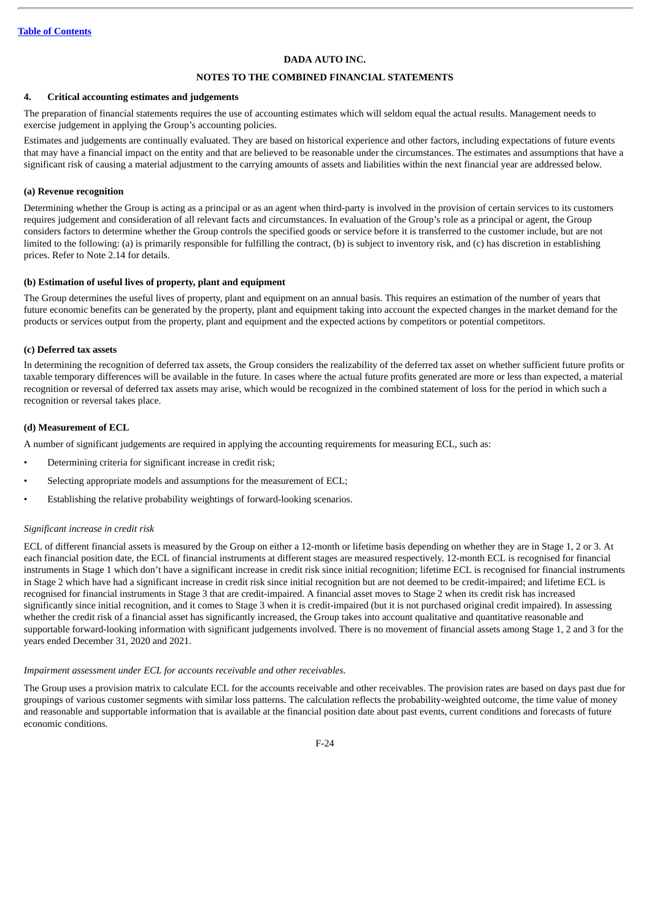DADA AUTO INC.

NOTES TO THE COMBINED FINANCIAL STATEMENTS

## 4. Critical accounting estimates and judgements

The preparation of financial statements requires the use of accounting estimates which will seldom equal the actual results. Management needs to exercise judgement in applying the Group's accounting policies.

Estimates and judgements are continually evaluated. They are based on historical experience and other factors, including expectations of future events that may have a financial impact on the entity and that are believed to be reasonable under the circumstances. The estimates and assumptions that have a significant risk of causing a material adjustment to the carrying amounts of assets and liabilities within the next financial year are addressed below.

### (a) Revenue recognition

Determining whether the Group is acting as a principal or as an agent when third-party is involved in the provision of certain services to its customers requires judgement and consideration of all relevant facts and circumstances. In evaluation of the Group's role as a principal or agent, the Group considers factors to determine whether the Group controls the specified goods or service before it is transferred to the customer include, but are not limited to the following: (a) is primarily responsible for fulfilling the contract, (b) is subject to inventory risk, and (c) has discretion in establishing prices. Refer to Note 2.14 for details.

### (b) Estimation of useful lives of property, plant and equipment

The Group determines the useful lives of property, plant and equipment on an annual basis. This requires an estimation of the number of years that future economic benefits can be generated by the property, plant and equipment taking into account the expected changes in the market demand for the products or services output from the property, plant and equipment and the expected actions by competitors or potential competitors.

### (c) Deferred tax assets

In determining the recognition of deferred tax assets, the Group considers the realizability of the deferred tax asset on whether sufficient future profits or taxable temporary differences will be available in the future. In cases where the actual future profits generated are more or less than expected, a material recognition or reversal of deferred tax assets may arise, which would be recognized in the combined statement of loss for the period in which such a recognition or reversal takes place.

### (d) Measurement of ECL

A number of significant judgements are required in applying the accounting requirements for measuring ECL, such as:

- Determining criteria for significant increase in credit risk;
- Selecting appropriate models and assumptions for the measurement of ECL;
- Establishing the relative probability weightings of forward-looking scenarios.

*Significant increase in credit risk*

ECL of different financial assets is measured by the Group on either a 12-month or lifetime basis depending on whether they are in Stage 1, 2 or 3. At each financial position date, the ECL of financial instruments at different stages are measured respectively. 12-month ECL is recognised for financial instruments in Stage 1 which don't have a significant increase in credit risk since initial recognition; lifetime ECL is recognised for financial instruments in Stage 2 which have had a significant increase in credit risk since initial recognition but are not deemed to be credit-impaired; and lifetime ECL is recognised for financial instruments in Stage 3 that are credit-impaired. A financial asset moves to Stage 2 when its credit risk has increased significantly since initial recognition, and it comes to Stage 3 when it is credit-impaired (but it is not purchased original credit impaired). In assessing whether the credit risk of a financial asset has significantly increased, the Group takes into account qualitative and quantitative reasonable and supportable forward-looking information with significant judgements involved. There is no movement of financial assets among Stage 1, 2 and 3 for the years ended December 31, 2020 and 2021.

*Impairment assessment under ECL for accounts receivable and other receivables.*

The Group uses a provision matrix to calculate ECL for the accounts receivable and other receivables. The provision rates are based on days past due for groupings of various customer segments with similar loss patterns. The calculation reflects the probability-weighted outcome, the time value of money and reasonable and supportable information that is available at the financial position date about past events, current conditions and forecasts of future economic conditions.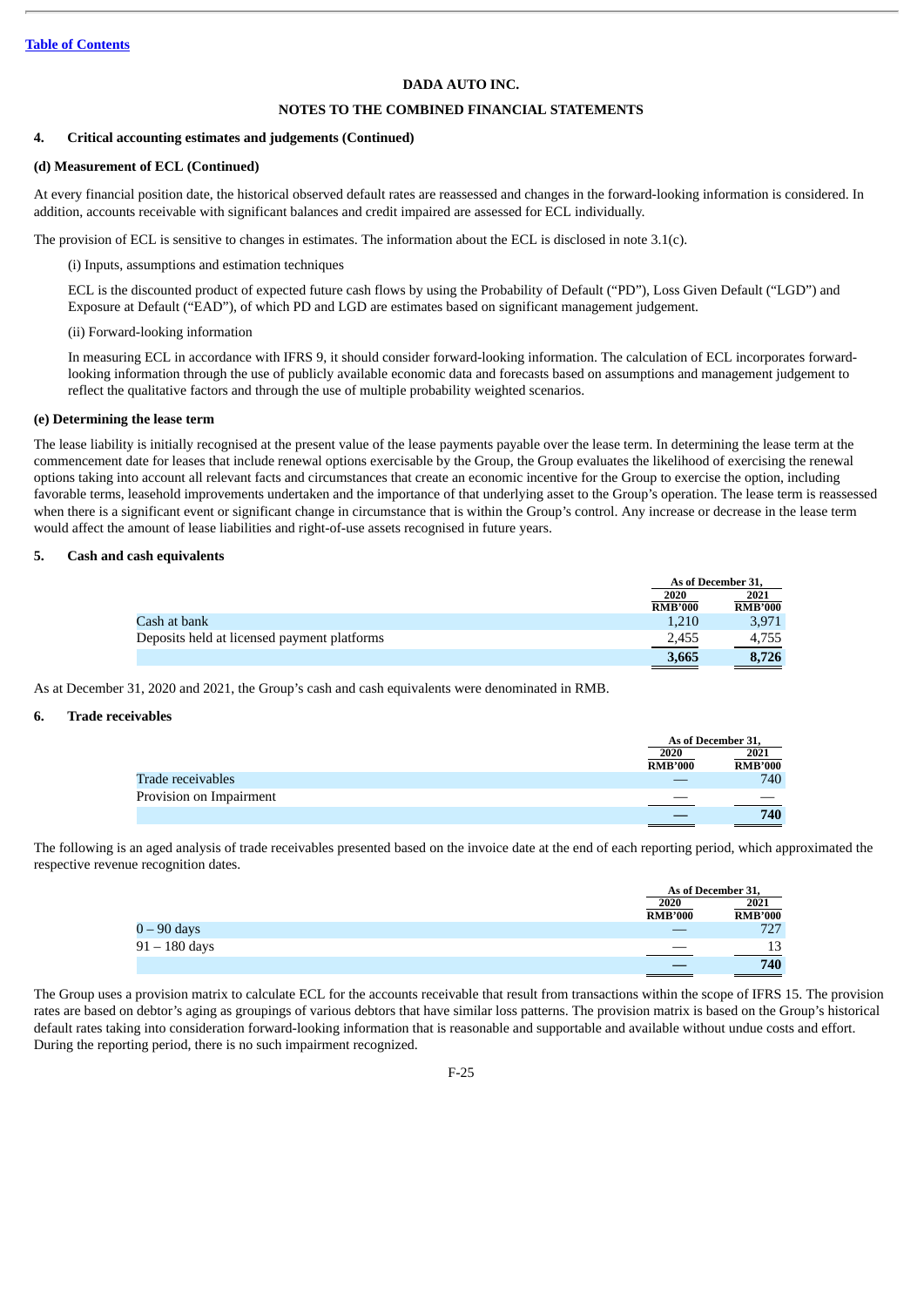DADA AUTO INC.

NOTES TO THE COMBINED FINANCIAL STATEMENTS

**4. Critical accounting estimates and judgements (Continued)**

**(d) Measurement of ECL (Continued)**

At every financial position date, the historical observed default rates are reassessed and changes in the forward-looking information is considered. In addition, accounts receivable with significant balances and credit impaired are assessed for ECL individually.

The provision of ECL is sensitive to changes in estimates. The information about the ECL is disclosed in note 3.1(c).

(i) Inputs, assumptions and estimation techniques

ECL is the discounted product of expected future cash flows by using the Probability of Default (“PD”), Loss Given Default (“LGD”) and Exposure at Default (“EAD”), of which PD and LGD are estimates based on significant management judgement.

(ii) Forward-looking information

In measuring ECL in accordance with IFRS 9, it should consider forward-looking information. The calculation of ECL incorporates forward-looking information through the use of publicly available economic data and forecasts based on assumptions and management judgement to reflect the qualitative factors and through the use of multiple probability weighted scenarios.

**(e) Determining the lease term**

The lease liability is initially recognised at the present value of the lease payments payable over the lease term. In determining the lease term at the commencement date for leases that include renewal options exercisable by the Group, the Group evaluates the likelihood of exercising the renewal options taking into account all relevant facts and circumstances that create an economic incentive for the Group to exercise the option, including favorable terms, leasehold improvements undertaken and the importance of that underlying asset to the Group’s operation. The lease term is reassessed when there is a significant event or significant change in circumstance that is within the Group’s control. Any increase or decrease in the lease term would affect the amount of lease liabilities and right-of-use assets recognised in future years.

**5. Cash and cash equivalents**

| | As of December 31, | |
|---|---|---|
| | 2020 | 2021 |
| | RMB’000 | RMB’000 |
| Cash at bank | 1,210 | 3,971 |
| Deposits held at licensed payment platforms | 2,455 | 4,755 |
| | **3,665** | **8,726** |

As at December 31, 2020 and 2021, the Group’s cash and cash equivalents were denominated in RMB.

**6. Trade receivables**

| | As of December 31, | |
|---|---|---|
| | 2020 | 2021 |
| | RMB’000 | RMB’000 |
| Trade receivables | — | 740 |
| Provision on Impairment | — | — |
| | **—** | **740** |

The following is an aged analysis of trade receivables presented based on the invoice date at the end of each reporting period, which approximated the respective revenue recognition dates.

| | As of December 31, | |
|---|---|---|
| | 2020 | 2021 |
| | RMB’000 | RMB’000 |
| 0 – 90 days | — | 727 |
| 91 – 180 days | — | 13 |
| | **—** | **740** |

The Group uses a provision matrix to calculate ECL for the accounts receivable that result from transactions within the scope of IFRS 15. The provision rates are based on debtor’s aging as groupings of various debtors that have similar loss patterns. The provision matrix is based on the Group’s historical default rates taking into consideration forward-looking information that is reasonable and supportable and available without undue costs and effort. During the reporting period, there is no such impairment recognized.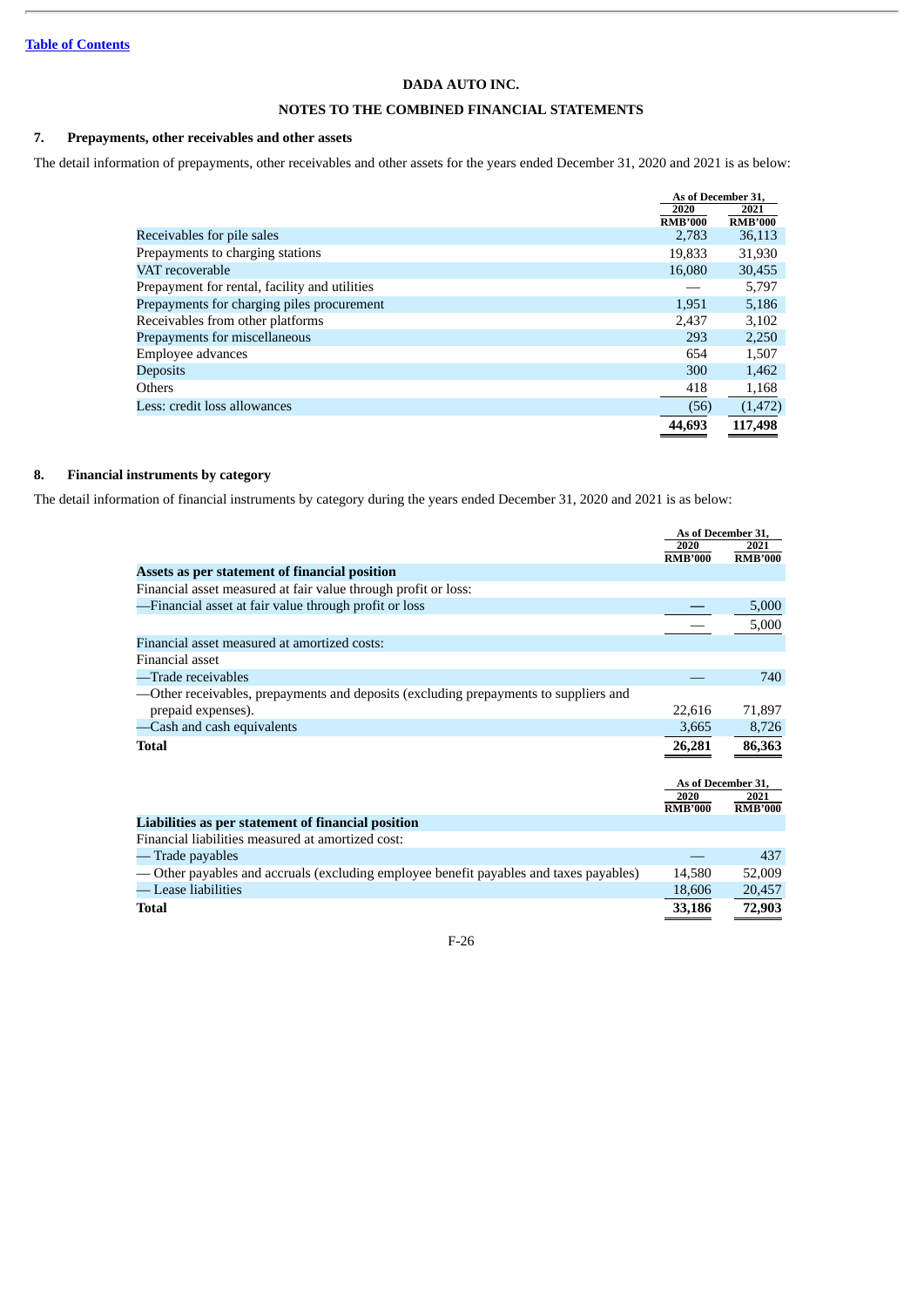[Table of Contents](#)

**DADA AUTO INC.**

**NOTES TO THE COMBINED FINANCIAL STATEMENTS**

## 7. Prepayments, other receivables and other assets

The detail information of prepayments, other receivables and other assets for the years ended December 31, 2020 and 2021 is as below:

| | As of December 31, | |
|---|---|---|
| | 2020 | 2021 |
| | RMB'000 | RMB'000 |
| Receivables for pile sales | 2,783 | 36,113 |
| Prepayments to charging stations | 19,833 | 31,930 |
| VAT recoverable | 16,080 | 30,455 |
| Prepayment for rental, facility and utilities | — | 5,797 |
| Prepayments for charging piles procurement | 1,951 | 5,186 |
| Receivables from other platforms | 2,437 | 3,102 |
| Prepayments for miscellaneous | 293 | 2,250 |
| Employee advances | 654 | 1,507 |
| Deposits | 300 | 1,462 |
| Others | 418 | 1,168 |
| Less: credit loss allowances | (56) | (1,472) |
| | 44,693 | 117,498 |

## 8. Financial instruments by category

The detail information of financial instruments by category during the years ended December 31, 2020 and 2021 is as below:

| | As of December 31, | |
|---|---|---|
| | 2020 | 2021 |
| | RMB'000 | RMB'000 |
| **Assets as per statement of financial position** | | |
| Financial asset measured at fair value through profit or loss: | | |
| —Financial asset at fair value through profit or loss | — | 5,000 |
| | — | 5,000 |
| Financial asset measured at amortized costs: | | |
| Financial asset | | |
| —Trade receivables | — | 740 |
| —Other receivables, prepayments and deposits (excluding prepayments to suppliers and prepaid expenses). | 22,616 | 71,897 |
| —Cash and cash equivalents | 3,665 | 8,726 |
| **Total** | 26,281 | 86,363 |

| | As of December 31, | |
|---|---|---|
| | 2020 | 2021 |
| | RMB'000 | RMB'000 |
| **Liabilities as per statement of financial position** | | |
| Financial liabilities measured at amortized cost: | | |
| — Trade payables | — | 437 |
| — Other payables and accruals (excluding employee benefit payables and taxes payables) | 14,580 | 52,009 |
| — Lease liabilities | 18,606 | 20,457 |
| **Total** | 33,186 | 72,903 |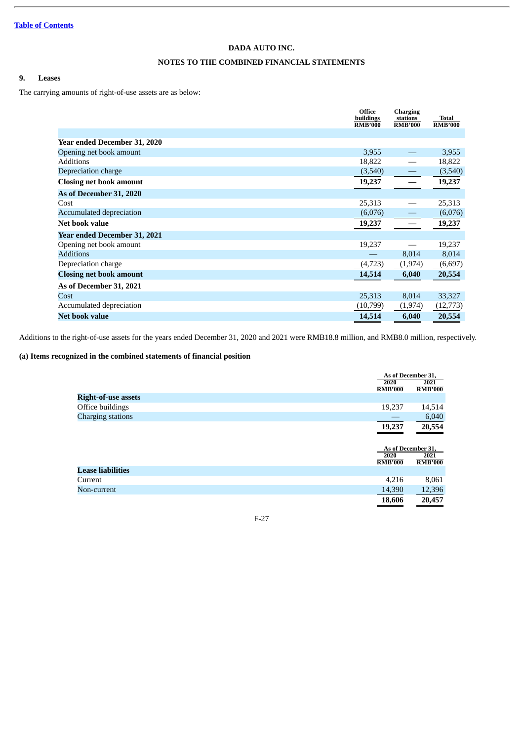DADA AUTO INC.

NOTES TO THE COMBINED FINANCIAL STATEMENTS

## 9. Leases

The carrying amounts of right-of-use assets are as below:

| | Office buildings RMB'000 | Charging stations RMB'000 | Total RMB'000 |
|---|---|---|---|
| **Year ended December 31, 2020** | | | |
| Opening net book amount | 3,955 | — | 3,955 |
| Additions | 18,822 | — | 18,822 |
| Depreciation charge | (3,540) | — | (3,540) |
| **Closing net book amount** | **19,237** | **—** | **19,237** |
| **As of December 31, 2020** | | | |
| Cost | 25,313 | — | 25,313 |
| Accumulated depreciation | (6,076) | — | (6,076) |
| **Net book value** | **19,237** | **—** | **19,237** |
| **Year ended December 31, 2021** | | | |
| Opening net book amount | 19,237 | — | 19,237 |
| Additions | — | 8,014 | 8,014 |
| Depreciation charge | (4,723) | (1,974) | (6,697) |
| **Closing net book amount** | **14,514** | **6,040** | **20,554** |
| **As of December 31, 2021** | | | |
| Cost | 25,313 | 8,014 | 33,327 |
| Accumulated depreciation | (10,799) | (1,974) | (12,773) |
| **Net book value** | **14,514** | **6,040** | **20,554** |

Additions to the right-of-use assets for the years ended December 31, 2020 and 2021 were RMB18.8 million, and RMB8.0 million, respectively.

### (a) Items recognized in the combined statements of financial position

| | As of December 31, | |
|---|---|---|
| | 2020 RMB'000 | 2021 RMB'000 |
| **Right-of-use assets** | | |
| Office buildings | 19,237 | 14,514 |
| Charging stations | — | 6,040 |
| | **19,237** | **20,554** |

| | As of December 31, | |
|---|---|---|
| | 2020 RMB'000 | 2021 RMB'000 |
| **Lease liabilities** | | |
| Current | 4,216 | 8,061 |
| Non-current | 14,390 | 12,396 |
| | **18,606** | **20,457** |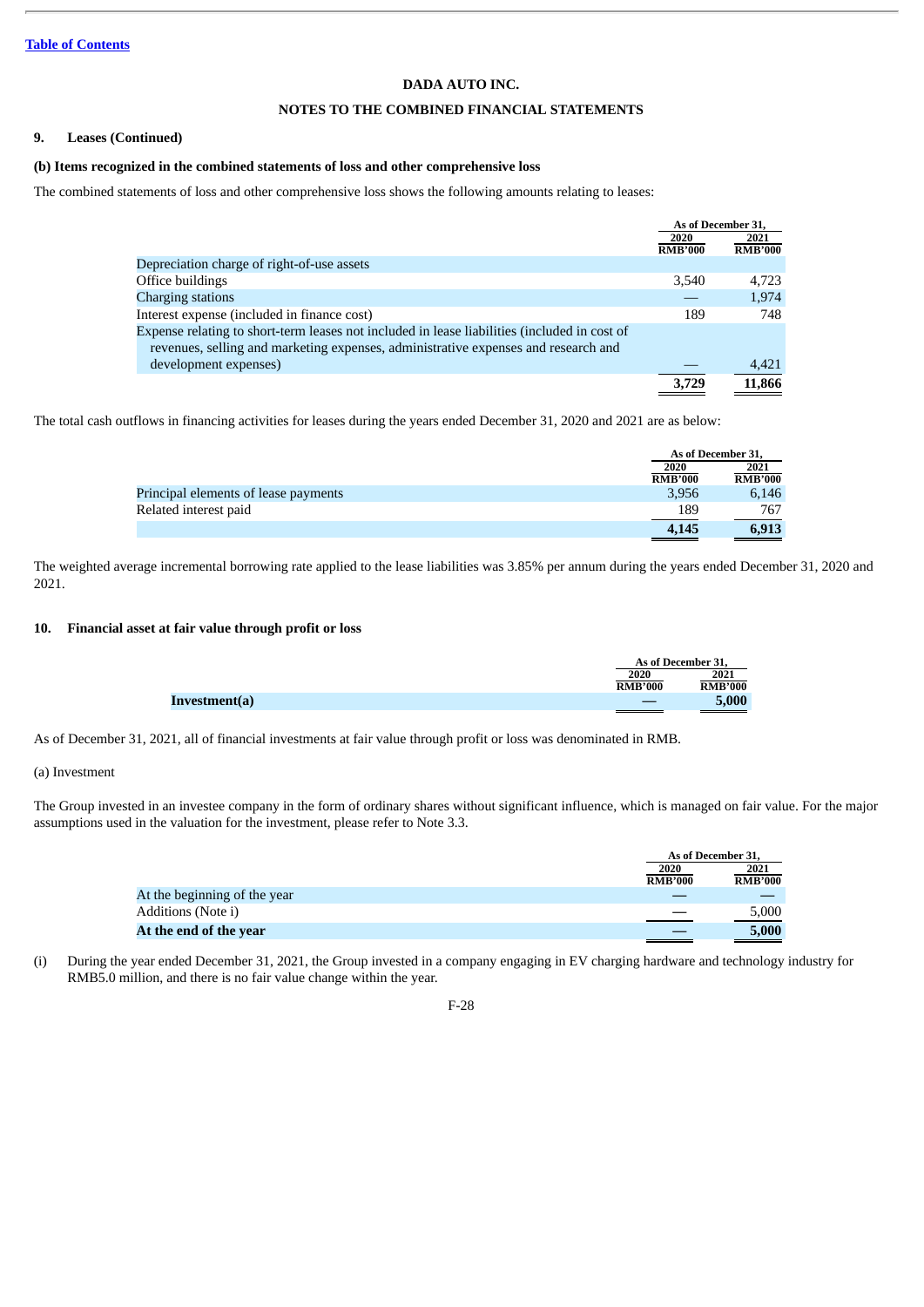DADA AUTO INC.

NOTES TO THE COMBINED FINANCIAL STATEMENTS

### 9. Leases (Continued)

#### (b) Items recognized in the combined statements of loss and other comprehensive loss

The combined statements of loss and other comprehensive loss shows the following amounts relating to leases:

| | As of December 31, | |
|---|---|---|
| | 2020 RMB'000 | 2021 RMB'000 |
| Depreciation charge of right-of-use assets | | |
| Office buildings | 3,540 | 4,723 |
| Charging stations | — | 1,974 |
| Interest expense (included in finance cost) | 189 | 748 |
| Expense relating to short-term leases not included in lease liabilities (included in cost of revenues, selling and marketing expenses, administrative expenses and research and development expenses) | — | 4,421 |
| | 3,729 | 11,866 |

The total cash outflows in financing activities for leases during the years ended December 31, 2020 and 2021 are as below:

| | As of December 31, | |
|---|---|---|
| | 2020 RMB'000 | 2021 RMB'000 |
| Principal elements of lease payments | 3,956 | 6,146 |
| Related interest paid | 189 | 767 |
| | 4,145 | 6,913 |

The weighted average incremental borrowing rate applied to the lease liabilities was 3.85% per annum during the years ended December 31, 2020 and 2021.

### 10. Financial asset at fair value through profit or loss

| | As of December 31, | |
|---|---|---|
| | 2020 RMB'000 | 2021 RMB'000 |
| **Investment(a)** | — | **5,000** |

As of December 31, 2021, all of financial investments at fair value through profit or loss was denominated in RMB.

(a) Investment

The Group invested in an investee company in the form of ordinary shares without significant influence, which is managed on fair value. For the major assumptions used in the valuation for the investment, please refer to Note 3.3.

| | As of December 31, | |
|---|---|---|
| | 2020 RMB'000 | 2021 RMB'000 |
| At the beginning of the year | — | — |
| Additions (Note i) | — | 5,000 |
| **At the end of the year** | — | **5,000** |

(i) During the year ended December 31, 2021, the Group invested in a company engaging in EV charging hardware and technology industry for RMB5.0 million, and there is no fair value change within the year.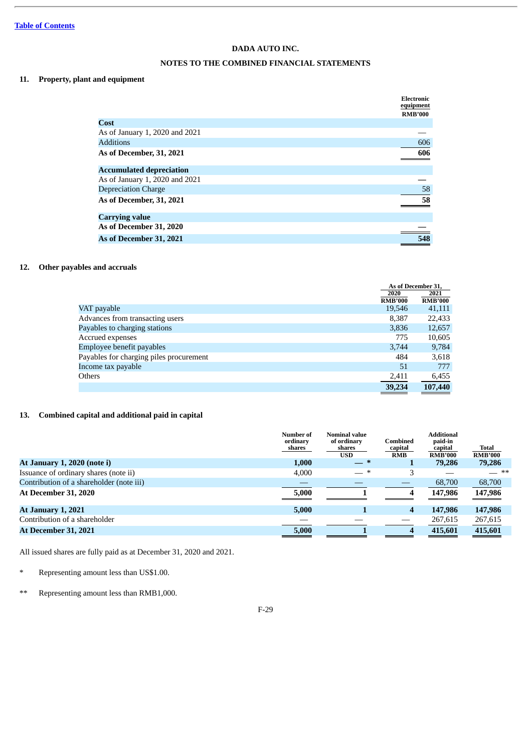DADA AUTO INC.

NOTES TO THE COMBINED FINANCIAL STATEMENTS

## 11. Property, plant and equipment

| | Electronic equipment |
|---|---|
| | RMB'000 |
| **Cost** | |
| As of January 1, 2020 and 2021 | — |
| Additions | 606 |
| **As of December, 31, 2021** | **606** |
| **Accumulated depreciation** | |
| As of January 1, 2020 and 2021 | — |
| Depreciation Charge | 58 |
| **As of December, 31, 2021** | **58** |
| **Carrying value** | |
| **As of December 31, 2020** | — |
| **As of December 31, 2021** | **548** |

## 12. Other payables and accruals

| | As of December 31, | |
|---|---|---|
| | 2020 | 2021 |
| | RMB'000 | RMB'000 |
| VAT payable | 19,546 | 41,111 |
| Advances from transacting users | 8,387 | 22,433 |
| Payables to charging stations | 3,836 | 12,657 |
| Accrued expenses | 775 | 10,605 |
| Employee benefit payables | 3,744 | 9,784 |
| Payables for charging piles procurement | 484 | 3,618 |
| Income tax payable | 51 | 777 |
| Others | 2,411 | 6,455 |
| | **39,234** | **107,440** |

## 13. Combined capital and additional paid in capital

| | Number of ordinary shares | Nominal value of ordinary shares | Combined capital | Additional paid-in capital | Total |
|---|---|---|---|---|---|
| | | USD | RMB | RMB'000 | RMB'000 |
| **At January 1, 2020 (note i)** | **1,000** | **— \*** | **1** | **79,286** | **79,286** |
| Issuance of ordinary shares (note ii) | 4,000 | — * | 3 | — | — ** |
| Contribution of a shareholder (note iii) | — | — | — | 68,700 | 68,700 |
| **At December 31, 2020** | **5,000** | **1** | **4** | **147,986** | **147,986** |
| **At January 1, 2021** | **5,000** | **1** | **4** | **147,986** | **147,986** |
| Contribution of a shareholder | — | — | — | 267,615 | 267,615 |
| **At December 31, 2021** | **5,000** | **1** | **4** | **415,601** | **415,601** |

All issued shares are fully paid as at December 31, 2020 and 2021.

\* Representing amount less than US$1.00.

\*\* Representing amount less than RMB1,000.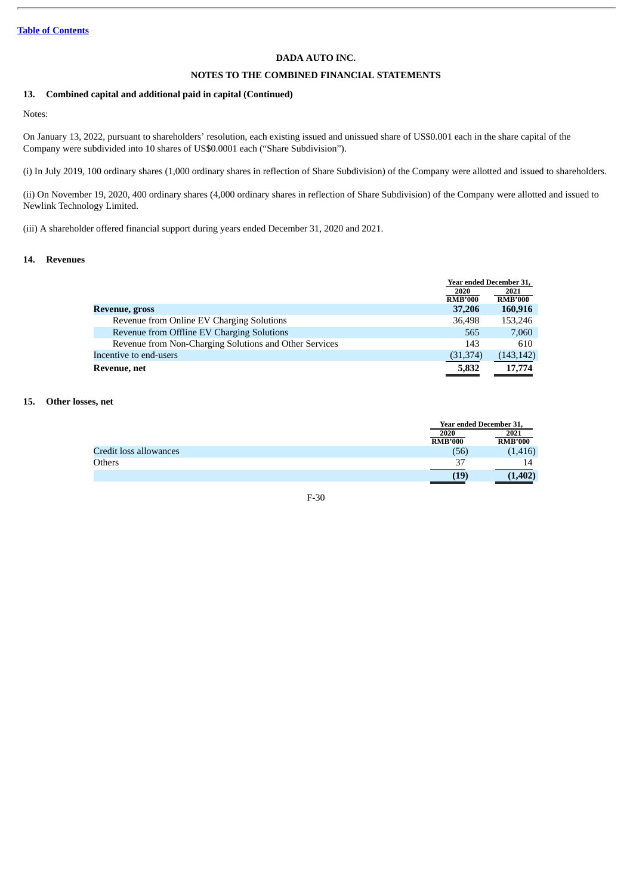[Table of Contents](#)

**DADA AUTO INC.**

**NOTES TO THE COMBINED FINANCIAL STATEMENTS**

## 13. Combined capital and additional paid in capital (Continued)

Notes:

On January 13, 2022, pursuant to shareholders' resolution, each existing issued and unissued share of US$0.001 each in the share capital of the Company were subdivided into 10 shares of US$0.0001 each ("Share Subdivision").

(i) In July 2019, 100 ordinary shares (1,000 ordinary shares in reflection of Share Subdivision) of the Company were allotted and issued to shareholders.

(ii) On November 19, 2020, 400 ordinary shares (4,000 ordinary shares in reflection of Share Subdivision) of the Company were allotted and issued to Newlink Technology Limited.

(iii) A shareholder offered financial support during years ended December 31, 2020 and 2021.

## 14. Revenues

| | Year ended December 31, | |
|---|---|---|
| | 2020 | 2021 |
| | RMB'000 | RMB'000 |
| **Revenue, gross** | **37,206** | **160,916** |
| Revenue from Online EV Charging Solutions | 36,498 | 153,246 |
| Revenue from Offline EV Charging Solutions | 565 | 7,060 |
| Revenue from Non-Charging Solutions and Other Services | 143 | 610 |
| Incentive to end-users | (31,374) | (143,142) |
| **Revenue, net** | **5,832** | **17,774** |

## 15. Other losses, net

| | Year ended December 31, | |
|---|---|---|
| | 2020 | 2021 |
| | RMB'000 | RMB'000 |
| Credit loss allowances | (56) | (1,416) |
| Others | 37 | 14 |
| | **(19)** | **(1,402)** |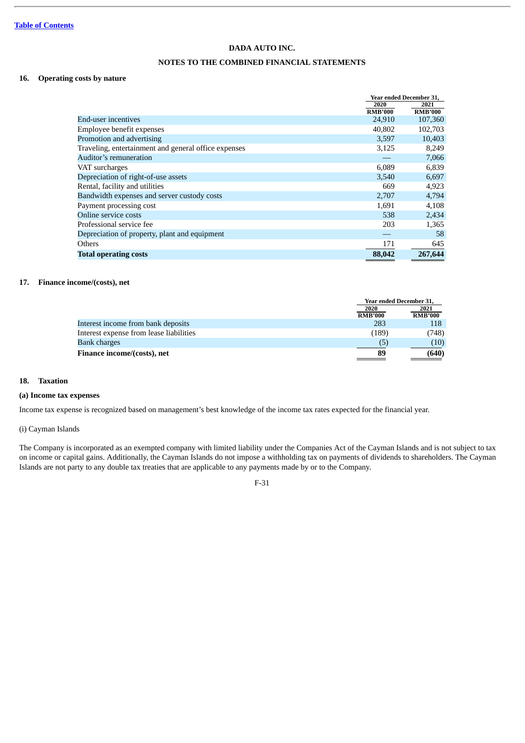[Table of Contents](#)

**DADA AUTO INC.**

**NOTES TO THE COMBINED FINANCIAL STATEMENTS**

## 16. Operating costs by nature

| | Year ended December 31, | |
|---|---|---|
| | 2020 | 2021 |
| | RMB'000 | RMB'000 |
| End-user incentives | 24,910 | 107,360 |
| Employee benefit expenses | 40,802 | 102,703 |
| Promotion and advertising | 3,597 | 10,403 |
| Traveling, entertainment and general office expenses | 3,125 | 8,249 |
| Auditor's remuneration | — | 7,066 |
| VAT surcharges | 6,089 | 6,839 |
| Depreciation of right-of-use assets | 3,540 | 6,697 |
| Rental, facility and utilities | 669 | 4,923 |
| Bandwidth expenses and server custody costs | 2,707 | 4,794 |
| Payment processing cost | 1,691 | 4,108 |
| Online service costs | 538 | 2,434 |
| Professional service fee | 203 | 1,365 |
| Depreciation of property, plant and equipment | — | 58 |
| Others | 171 | 645 |
| **Total operating costs** | **88,042** | **267,644** |

## 17. Finance income/(costs), net

| | Year ended December 31, | |
|---|---|---|
| | 2020 | 2021 |
| | RMB'000 | RMB'000 |
| Interest income from bank deposits | 283 | 118 |
| Interest expense from lease liabilities | (189) | (748) |
| Bank charges | (5) | (10) |
| **Finance income/(costs), net** | **89** | **(640)** |

## 18. Taxation

### (a) Income tax expenses

Income tax expense is recognized based on management's best knowledge of the income tax rates expected for the financial year.

(i) Cayman Islands

The Company is incorporated as an exempted company with limited liability under the Companies Act of the Cayman Islands and is not subject to tax on income or capital gains. Additionally, the Cayman Islands do not impose a withholding tax on payments of dividends to shareholders. The Cayman Islands are not party to any double tax treaties that are applicable to any payments made by or to the Company.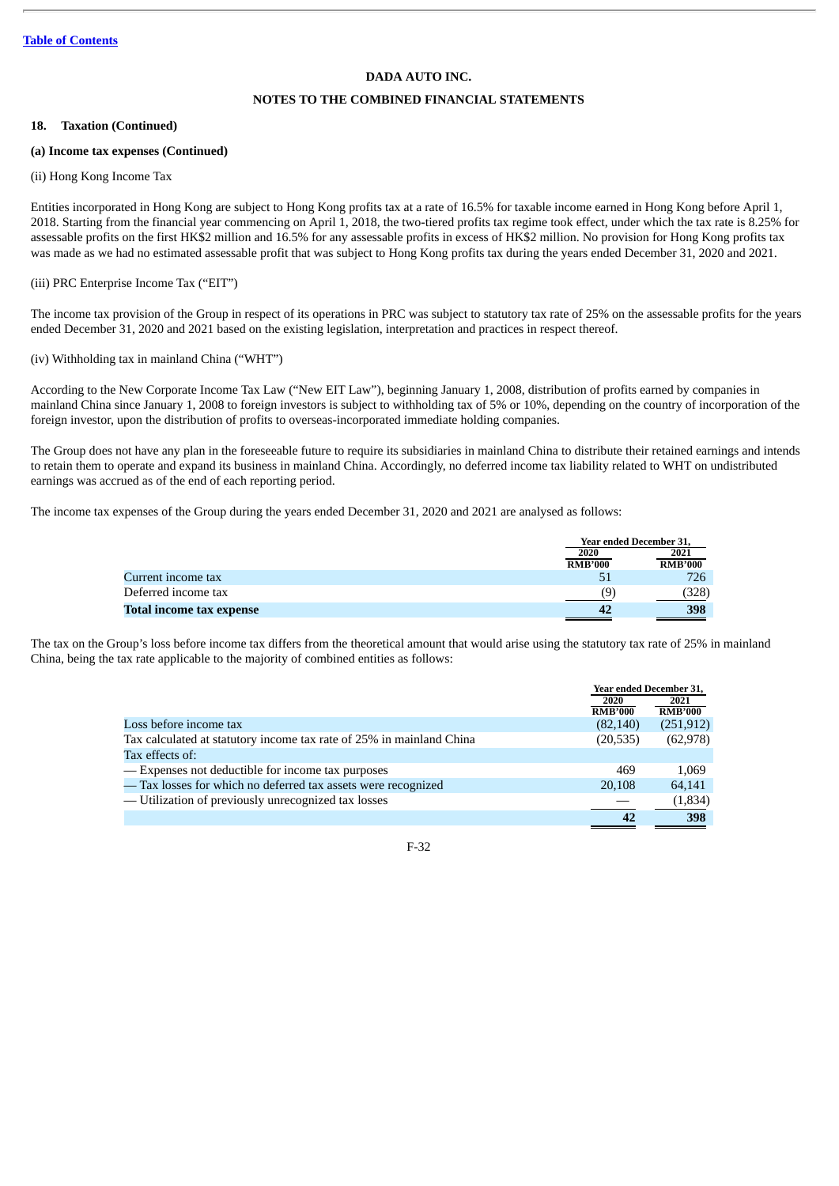[Table of Contents](#)

**DADA AUTO INC.**

**NOTES TO THE COMBINED FINANCIAL STATEMENTS**

**18. Taxation (Continued)**

**(a) Income tax expenses (Continued)**

(ii) Hong Kong Income Tax

Entities incorporated in Hong Kong are subject to Hong Kong profits tax at a rate of 16.5% for taxable income earned in Hong Kong before April 1, 2018. Starting from the financial year commencing on April 1, 2018, the two-tiered profits tax regime took effect, under which the tax rate is 8.25% for assessable profits on the first HK$2 million and 16.5% for any assessable profits in excess of HK$2 million. No provision for Hong Kong profits tax was made as we had no estimated assessable profit that was subject to Hong Kong profits tax during the years ended December 31, 2020 and 2021.

(iii) PRC Enterprise Income Tax ("EIT")

The income tax provision of the Group in respect of its operations in PRC was subject to statutory tax rate of 25% on the assessable profits for the years ended December 31, 2020 and 2021 based on the existing legislation, interpretation and practices in respect thereof.

(iv) Withholding tax in mainland China ("WHT")

According to the New Corporate Income Tax Law ("New EIT Law"), beginning January 1, 2008, distribution of profits earned by companies in mainland China since January 1, 2008 to foreign investors is subject to withholding tax of 5% or 10%, depending on the country of incorporation of the foreign investor, upon the distribution of profits to overseas-incorporated immediate holding companies.

The Group does not have any plan in the foreseeable future to require its subsidiaries in mainland China to distribute their retained earnings and intends to retain them to operate and expand its business in mainland China. Accordingly, no deferred income tax liability related to WHT on undistributed earnings was accrued as of the end of each reporting period.

The income tax expenses of the Group during the years ended December 31, 2020 and 2021 are analysed as follows:

| | Year ended December 31, | |
|---|---|---|
| | 2020 | 2021 |
| | RMB'000 | RMB'000 |
| Current income tax | 51 | 726 |
| Deferred income tax | (9) | (328) |
| **Total income tax expense** | **42** | **398** |

The tax on the Group's loss before income tax differs from the theoretical amount that would arise using the statutory tax rate of 25% in mainland China, being the tax rate applicable to the majority of combined entities as follows:

| | Year ended December 31, | |
|---|---|---|
| | 2020 | 2021 |
| | RMB'000 | RMB'000 |
| Loss before income tax | (82,140) | (251,912) |
| Tax calculated at statutory income tax rate of 25% in mainland China | (20,535) | (62,978) |
| Tax effects of: | | |
| — Expenses not deductible for income tax purposes | 469 | 1,069 |
| — Tax losses for which no deferred tax assets were recognized | 20,108 | 64,141 |
| — Utilization of previously unrecognized tax losses | — | (1,834) |
| | **42** | **398** |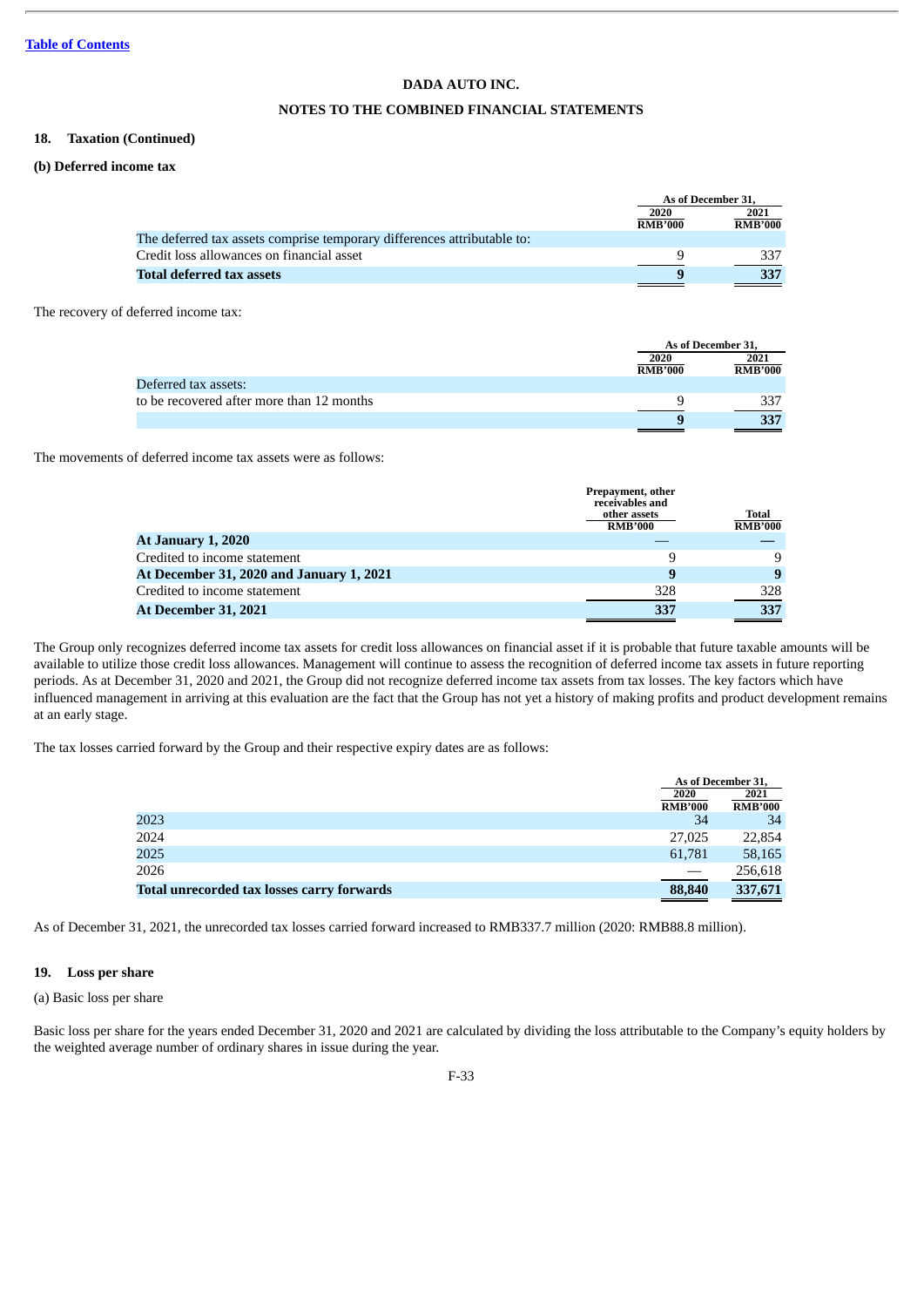DADA AUTO INC.

NOTES TO THE COMBINED FINANCIAL STATEMENTS

### 18. Taxation (Continued)

#### (b) Deferred income tax

| | As of December 31, | |
|---|---|---|
| | 2020 | 2021 |
| | RMB'000 | RMB'000 |
| The deferred tax assets comprise temporary differences attributable to: | | |
| Credit loss allowances on financial asset | 9 | 337 |
| **Total deferred tax assets** | **9** | **337** |

The recovery of deferred income tax:

| | As of December 31, | |
|---|---|---|
| | 2020 | 2021 |
| | RMB'000 | RMB'000 |
| Deferred tax assets: | | |
| to be recovered after more than 12 months | 9 | 337 |
| | **9** | **337** |

The movements of deferred income tax assets were as follows:

| | Prepayment, other receivables and other assets | Total |
|---|---|---|
| | RMB'000 | RMB'000 |
| **At January 1, 2020** | — | — |
| Credited to income statement | 9 | 9 |
| **At December 31, 2020 and January 1, 2021** | **9** | **9** |
| Credited to income statement | 328 | 328 |
| **At December 31, 2021** | **337** | **337** |

The Group only recognizes deferred income tax assets for credit loss allowances on financial asset if it is probable that future taxable amounts will be available to utilize those credit loss allowances. Management will continue to assess the recognition of deferred income tax assets in future reporting periods. As at December 31, 2020 and 2021, the Group did not recognize deferred income tax assets from tax losses. The key factors which have influenced management in arriving at this evaluation are the fact that the Group has not yet a history of making profits and product development remains at an early stage.

The tax losses carried forward by the Group and their respective expiry dates are as follows:

| | As of December 31, | |
|---|---|---|
| | 2020 | 2021 |
| | RMB'000 | RMB'000 |
| 2023 | 34 | 34 |
| 2024 | 27,025 | 22,854 |
| 2025 | 61,781 | 58,165 |
| 2026 | — | 256,618 |
| **Total unrecorded tax losses carry forwards** | **88,840** | **337,671** |

As of December 31, 2021, the unrecorded tax losses carried forward increased to RMB337.7 million (2020: RMB88.8 million).

### 19. Loss per share

(a) Basic loss per share

Basic loss per share for the years ended December 31, 2020 and 2021 are calculated by dividing the loss attributable to the Company's equity holders by the weighted average number of ordinary shares in issue during the year.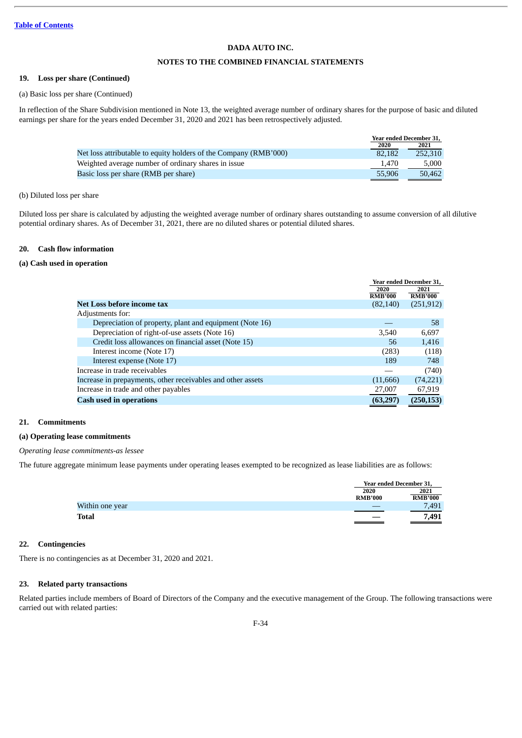DADA AUTO INC.

NOTES TO THE COMBINED FINANCIAL STATEMENTS

### 19. Loss per share (Continued)

(a) Basic loss per share (Continued)

In reflection of the Share Subdivision mentioned in Note 13, the weighted average number of ordinary shares for the purpose of basic and diluted earnings per share for the years ended December 31, 2020 and 2021 has been retrospectively adjusted.

| | Year ended December 31, | |
|---|---|---|
| | 2020 | 2021 |
| Net loss attributable to equity holders of the Company (RMB'000) | 82,182 | 252,310 |
| Weighted average number of ordinary shares in issue | 1,470 | 5,000 |
| Basic loss per share (RMB per share) | 55,906 | 50,462 |

(b) Diluted loss per share

Diluted loss per share is calculated by adjusting the weighted average number of ordinary shares outstanding to assume conversion of all dilutive potential ordinary shares. As of December 31, 2021, there are no diluted shares or potential diluted shares.

### 20. Cash flow information

#### (a) Cash used in operation

| | Year ended December 31, | |
|---|---|---|
| | 2020 RMB'000 | 2021 RMB'000 |
| **Net Loss before income tax** | (82,140) | (251,912) |
| Adjustments for: | | |
| Depreciation of property, plant and equipment (Note 16) | — | 58 |
| Depreciation of right-of-use assets (Note 16) | 3,540 | 6,697 |
| Credit loss allowances on financial asset (Note 15) | 56 | 1,416 |
| Interest income (Note 17) | (283) | (118) |
| Interest expense (Note 17) | 189 | 748 |
| Increase in trade receivables | — | (740) |
| Increase in prepayments, other receivables and other assets | (11,666) | (74,221) |
| Increase in trade and other payables | 27,007 | 67,919 |
| **Cash used in operations** | **(63,297)** | **(250,153)** |

### 21. Commitments

#### (a) Operating lease commitments

*Operating lease commitments-as lessee*

The future aggregate minimum lease payments under operating leases exempted to be recognized as lease liabilities are as follows:

| | Year ended December 31, | |
|---|---|---|
| | 2020 RMB'000 | 2021 RMB'000 |
| Within one year | — | 7,491 |
| **Total** | **—** | **7,491** |

### 22. Contingencies

There is no contingencies as at December 31, 2020 and 2021.

### 23. Related party transactions

Related parties include members of Board of Directors of the Company and the executive management of the Group. The following transactions were carried out with related parties: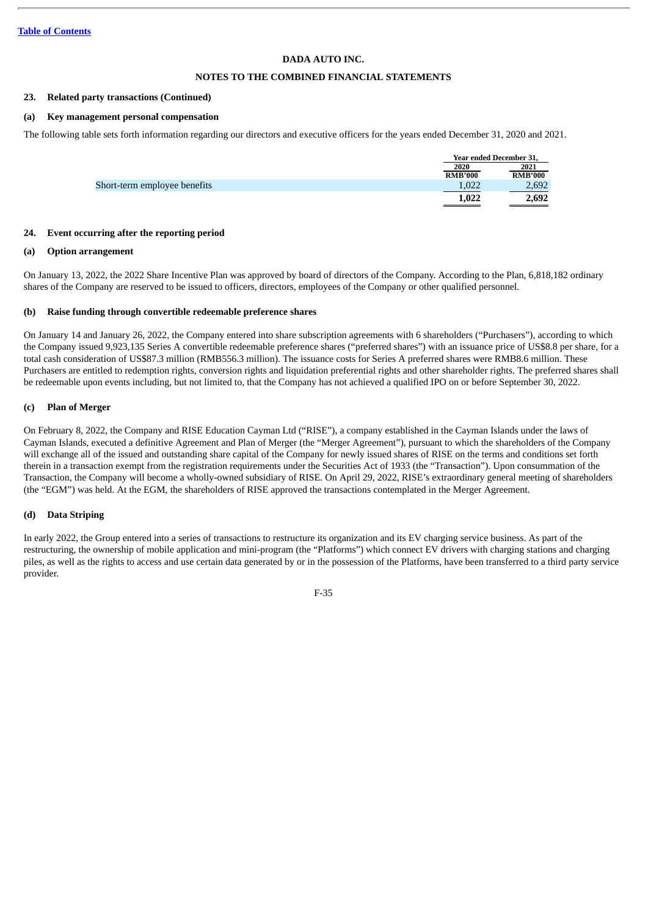**DADA AUTO INC.**

**NOTES TO THE COMBINED FINANCIAL STATEMENTS**

### 23. Related party transactions (Continued)

#### (a) Key management personal compensation

The following table sets forth information regarding our directors and executive officers for the years ended December 31, 2020 and 2021.

| | Year ended December 31, | |
|---|---|---|
| | 2020 | 2021 |
| | RMB'000 | RMB'000 |
| Short-term employee benefits | 1,022 | 2,692 |
| | **1,022** | **2,692** |

### 24. Event occurring after the reporting period

#### (a) Option arrangement

On January 13, 2022, the 2022 Share Incentive Plan was approved by board of directors of the Company. According to the Plan, 6,818,182 ordinary shares of the Company are reserved to be issued to officers, directors, employees of the Company or other qualified personnel.

#### (b) Raise funding through convertible redeemable preference shares

On January 14 and January 26, 2022, the Company entered into share subscription agreements with 6 shareholders ("Purchasers"), according to which the Company issued 9,923,135 Series A convertible redeemable preference shares ("preferred shares") with an issuance price of US$8.8 per share, for a total cash consideration of US$87.3 million (RMB556.3 million). The issuance costs for Series A preferred shares were RMB8.6 million. These Purchasers are entitled to redemption rights, conversion rights and liquidation preferential rights and other shareholder rights. The preferred shares shall be redeemable upon events including, but not limited to, that the Company has not achieved a qualified IPO on or before September 30, 2022.

#### (c) Plan of Merger

On February 8, 2022, the Company and RISE Education Cayman Ltd ("RISE"), a company established in the Cayman Islands under the laws of Cayman Islands, executed a definitive Agreement and Plan of Merger (the "Merger Agreement"), pursuant to which the shareholders of the Company will exchange all of the issued and outstanding share capital of the Company for newly issued shares of RISE on the terms and conditions set forth therein in a transaction exempt from the registration requirements under the Securities Act of 1933 (the "Transaction"). Upon consummation of the Transaction, the Company will become a wholly-owned subsidiary of RISE. On April 29, 2022, RISE's extraordinary general meeting of shareholders (the "EGM") was held. At the EGM, the shareholders of RISE approved the transactions contemplated in the Merger Agreement.

#### (d) Data Striping

In early 2022, the Group entered into a series of transactions to restructure its organization and its EV charging service business. As part of the restructuring, the ownership of mobile application and mini-program (the "Platforms") which connect EV drivers with charging stations and charging piles, as well as the rights to access and use certain data generated by or in the possession of the Platforms, have been transferred to a third party service provider.